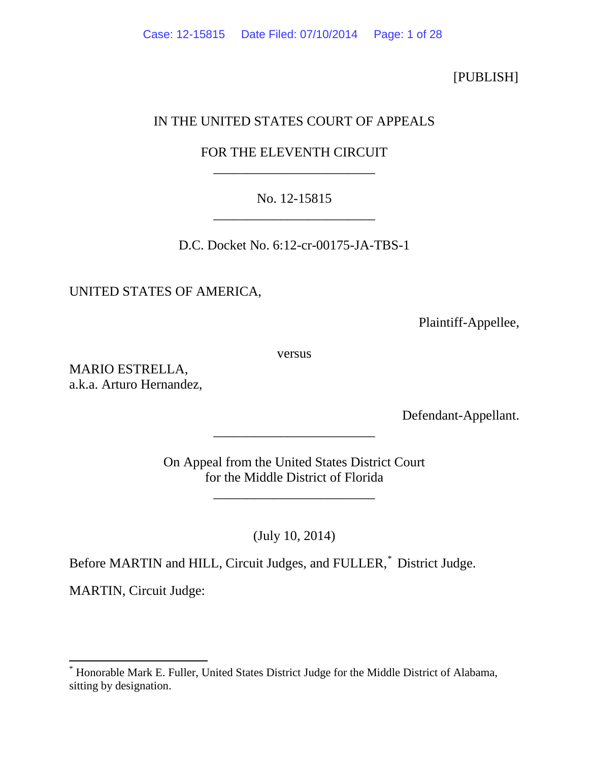[PUBLISH]

IN THE UNITED STATES COURT OF APPEALS

FOR THE ELEVENTH CIRCUIT

________________________

No. 12-15815

________________________

D.C. Docket No. 6:12-cr-00175-JA-TBS-1

UNITED STATES OF AMERICA,

Plaintiff-Appellee,

versus

MARIO ESTRELLA,
a.k.a. Arturo Hernandez,

Defendant-Appellant.

________________________

On Appeal from the United States District Court
for the Middle District of Florida

________________________

(July 10, 2014)

Before MARTIN and HILL, Circuit Judges, and FULLER,* District Judge.

MARTIN, Circuit Judge:

---

* Honorable Mark E. Fuller, United States District Judge for the Middle District of Alabama, sitting by designation.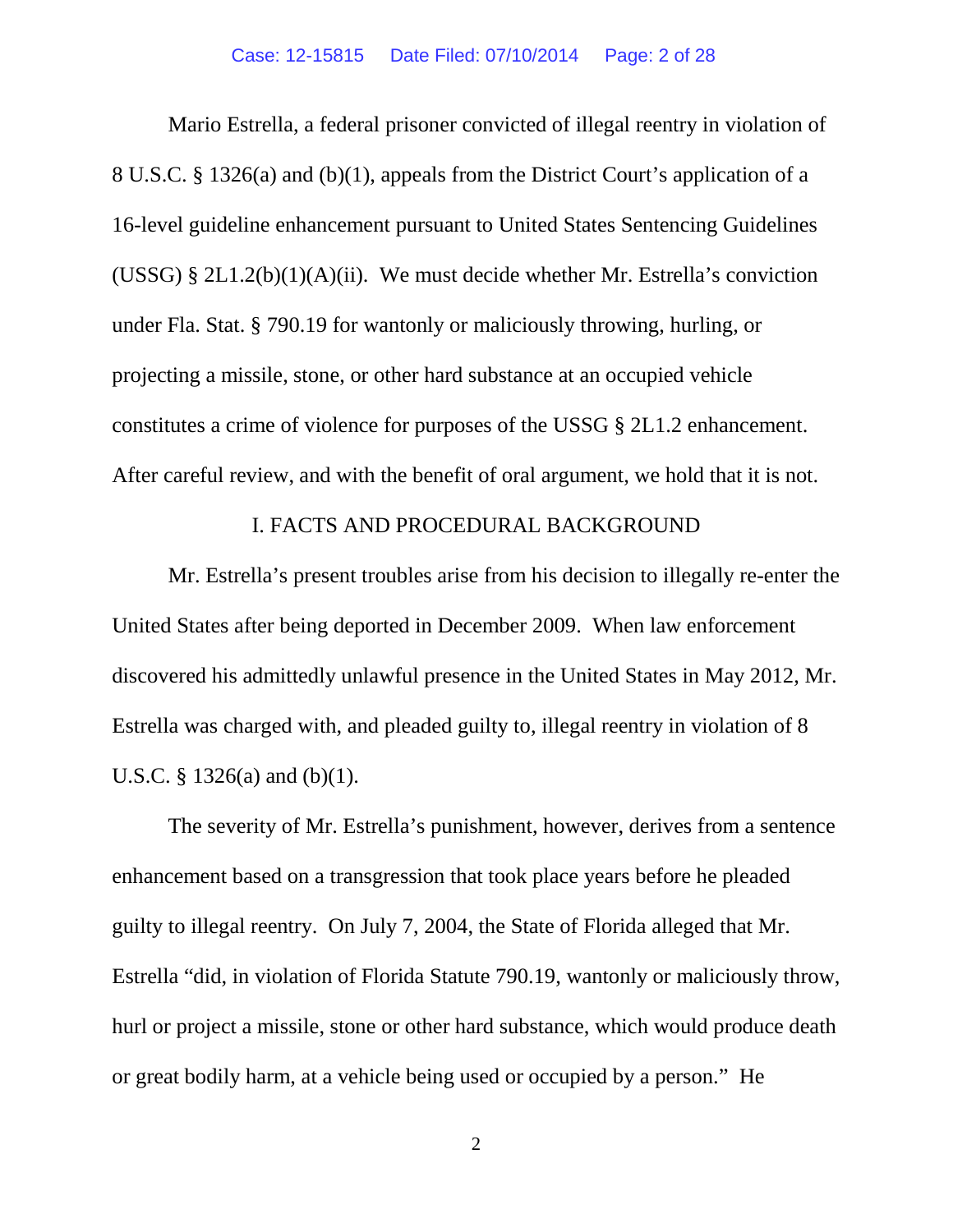Mario Estrella, a federal prisoner convicted of illegal reentry in violation of 8 U.S.C. § 1326(a) and (b)(1), appeals from the District Court's application of a 16-level guideline enhancement pursuant to United States Sentencing Guidelines (USSG) § 2L1.2(b)(1)(A)(ii). We must decide whether Mr. Estrella's conviction under Fla. Stat. § 790.19 for wantonly or maliciously throwing, hurling, or projecting a missile, stone, or other hard substance at an occupied vehicle constitutes a crime of violence for purposes of the USSG § 2L1.2 enhancement. After careful review, and with the benefit of oral argument, we hold that it is not.

## I. FACTS AND PROCEDURAL BACKGROUND

Mr. Estrella's present troubles arise from his decision to illegally re-enter the United States after being deported in December 2009. When law enforcement discovered his admittedly unlawful presence in the United States in May 2012, Mr. Estrella was charged with, and pleaded guilty to, illegal reentry in violation of 8 U.S.C. § 1326(a) and (b)(1).

The severity of Mr. Estrella's punishment, however, derives from a sentence enhancement based on a transgression that took place years before he pleaded guilty to illegal reentry. On July 7, 2004, the State of Florida alleged that Mr. Estrella "did, in violation of Florida Statute 790.19, wantonly or maliciously throw, hurl or project a missile, stone or other hard substance, which would produce death or great bodily harm, at a vehicle being used or occupied by a person." He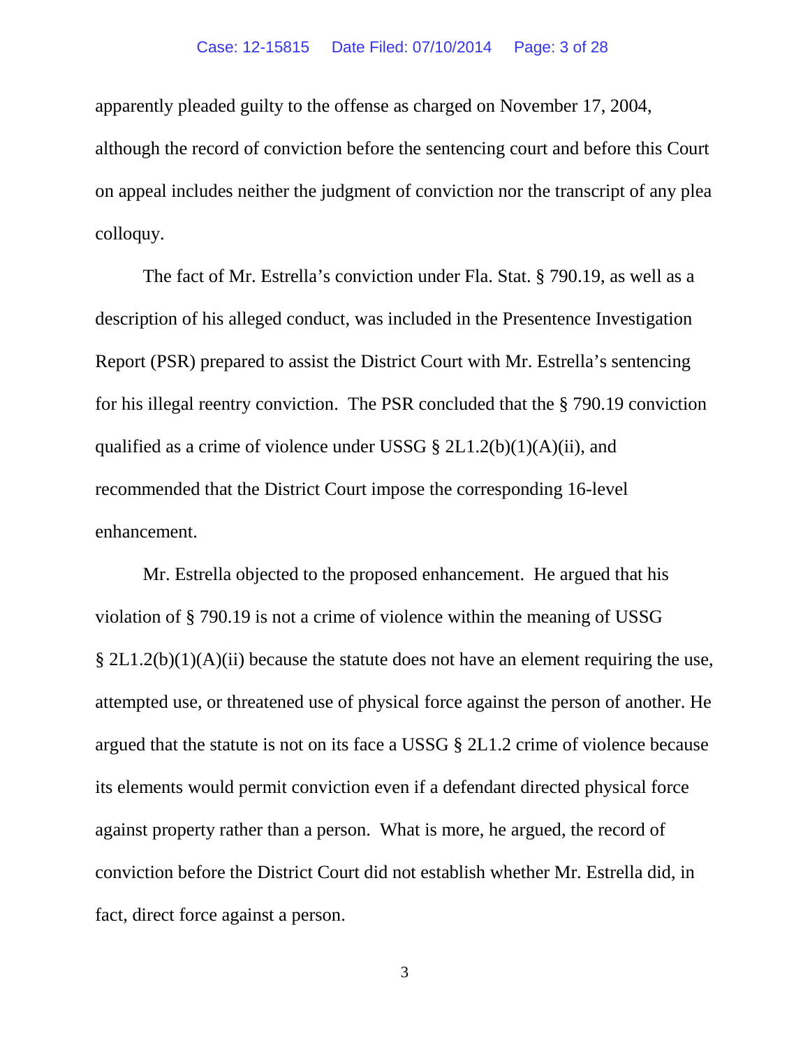apparently pleaded guilty to the offense as charged on November 17, 2004, although the record of conviction before the sentencing court and before this Court on appeal includes neither the judgment of conviction nor the transcript of any plea colloquy.

The fact of Mr. Estrella's conviction under Fla. Stat. § 790.19, as well as a description of his alleged conduct, was included in the Presentence Investigation Report (PSR) prepared to assist the District Court with Mr. Estrella's sentencing for his illegal reentry conviction. The PSR concluded that the § 790.19 conviction qualified as a crime of violence under USSG § 2L1.2(b)(1)(A)(ii), and recommended that the District Court impose the corresponding 16-level enhancement.

Mr. Estrella objected to the proposed enhancement. He argued that his violation of § 790.19 is not a crime of violence within the meaning of USSG § 2L1.2(b)(1)(A)(ii) because the statute does not have an element requiring the use, attempted use, or threatened use of physical force against the person of another. He argued that the statute is not on its face a USSG § 2L1.2 crime of violence because its elements would permit conviction even if a defendant directed physical force against property rather than a person. What is more, he argued, the record of conviction before the District Court did not establish whether Mr. Estrella did, in fact, direct force against a person.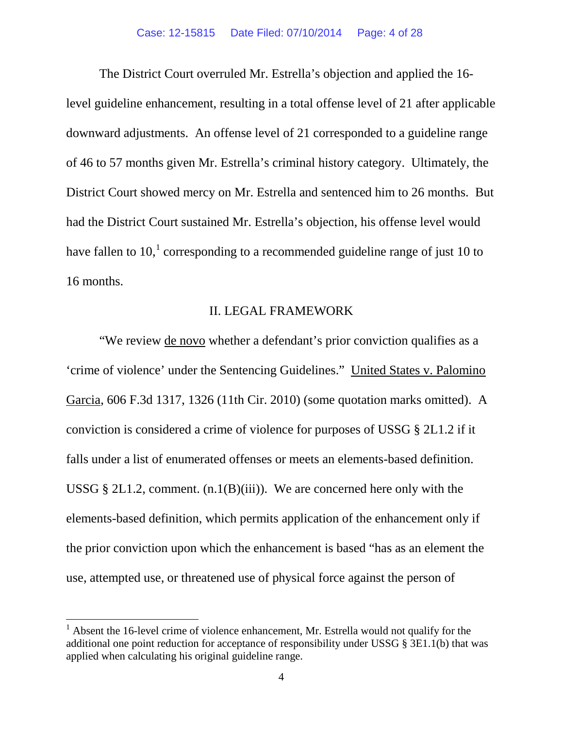The District Court overruled Mr. Estrella's objection and applied the 16-level guideline enhancement, resulting in a total offense level of 21 after applicable downward adjustments. An offense level of 21 corresponded to a guideline range of 46 to 57 months given Mr. Estrella's criminal history category. Ultimately, the District Court showed mercy on Mr. Estrella and sentenced him to 26 months. But had the District Court sustained Mr. Estrella's objection, his offense level would have fallen to 10,[1] corresponding to a recommended guideline range of just 10 to 16 months.

## II. LEGAL FRAMEWORK

"We review de novo whether a defendant's prior conviction qualifies as a 'crime of violence' under the Sentencing Guidelines." United States v. Palomino Garcia, 606 F.3d 1317, 1326 (11th Cir. 2010) (some quotation marks omitted). A conviction is considered a crime of violence for purposes of USSG § 2L1.2 if it falls under a list of enumerated offenses or meets an elements-based definition. USSG § 2L1.2, comment. (n.1(B)(iii)). We are concerned here only with the elements-based definition, which permits application of the enhancement only if the prior conviction upon which the enhancement is based "has as an element the use, attempted use, or threatened use of physical force against the person of

[1] Absent the 16-level crime of violence enhancement, Mr. Estrella would not qualify for the additional one point reduction for acceptance of responsibility under USSG § 3E1.1(b) that was applied when calculating his original guideline range.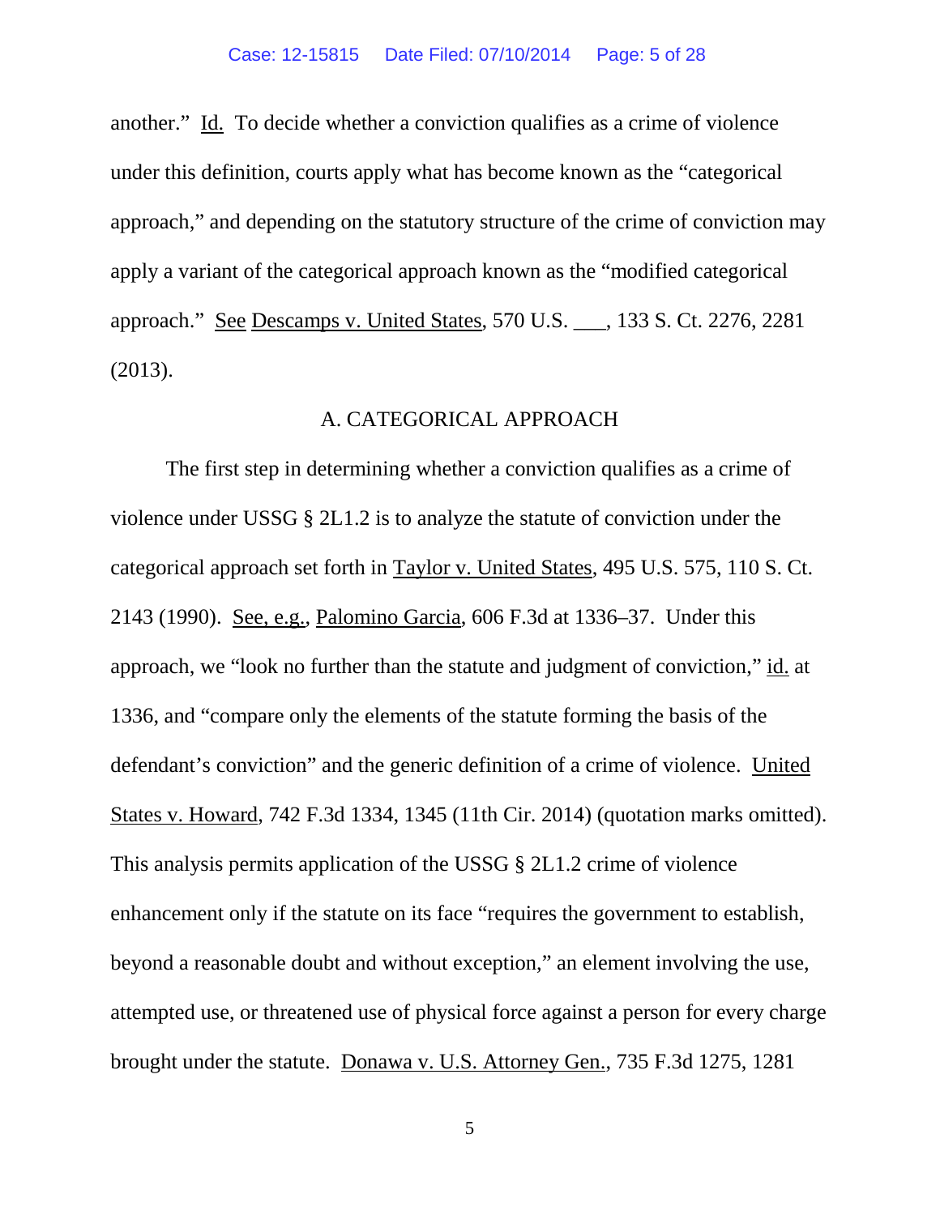another." Id. To decide whether a conviction qualifies as a crime of violence under this definition, courts apply what has become known as the "categorical approach," and depending on the statutory structure of the crime of conviction may apply a variant of the categorical approach known as the "modified categorical approach." See Descamps v. United States, 570 U.S. ___, 133 S. Ct. 2276, 2281 (2013).

## A. CATEGORICAL APPROACH

The first step in determining whether a conviction qualifies as a crime of violence under USSG § 2L1.2 is to analyze the statute of conviction under the categorical approach set forth in Taylor v. United States, 495 U.S. 575, 110 S. Ct. 2143 (1990). See, e.g., Palomino Garcia, 606 F.3d at 1336–37. Under this approach, we "look no further than the statute and judgment of conviction," id. at 1336, and "compare only the elements of the statute forming the basis of the defendant's conviction" and the generic definition of a crime of violence. United States v. Howard, 742 F.3d 1334, 1345 (11th Cir. 2014) (quotation marks omitted). This analysis permits application of the USSG § 2L1.2 crime of violence enhancement only if the statute on its face "requires the government to establish, beyond a reasonable doubt and without exception," an element involving the use, attempted use, or threatened use of physical force against a person for every charge brought under the statute. Donawa v. U.S. Attorney Gen., 735 F.3d 1275, 1281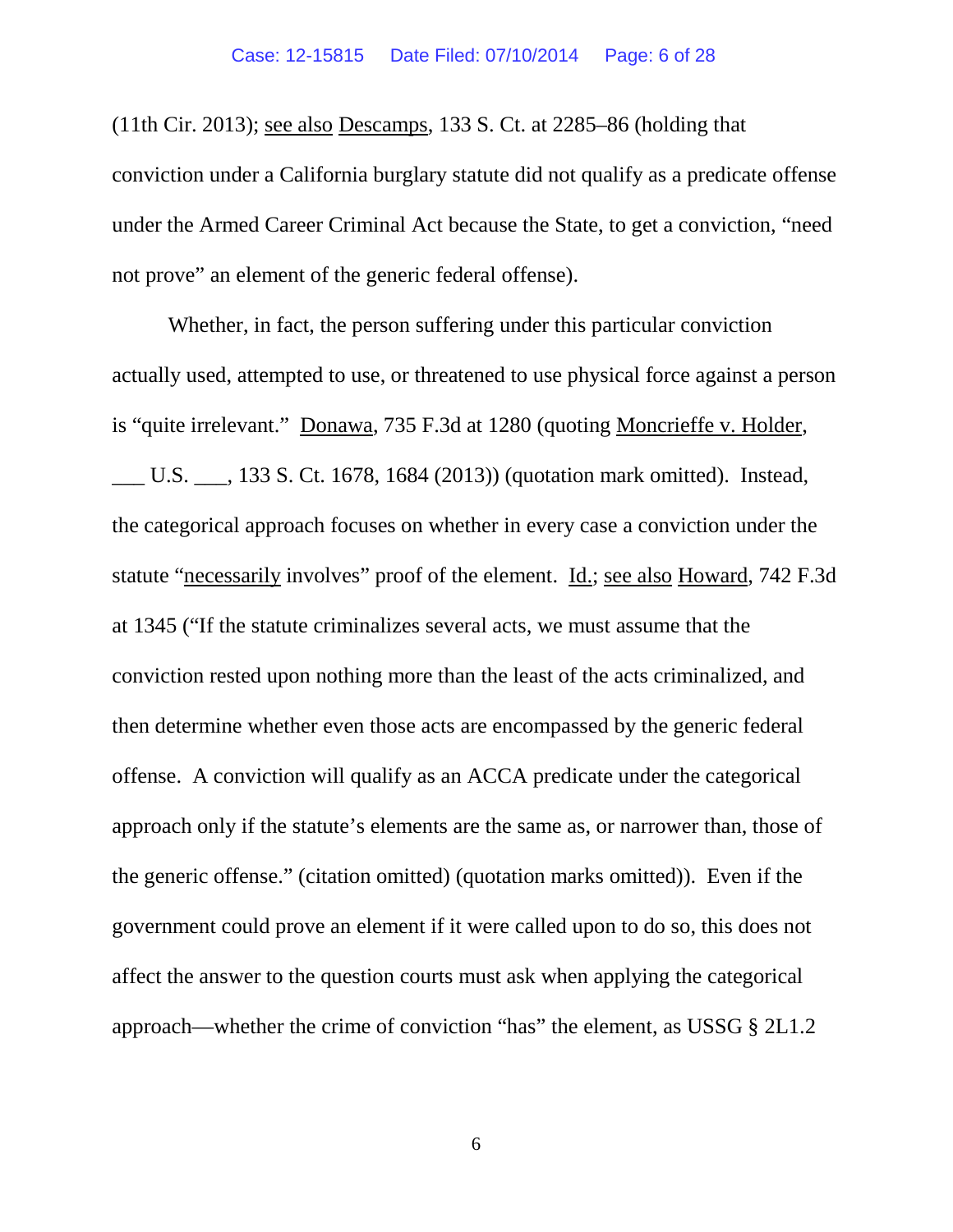(11th Cir. 2013); see also Descamps, 133 S. Ct. at 2285–86 (holding that conviction under a California burglary statute did not qualify as a predicate offense under the Armed Career Criminal Act because the State, to get a conviction, "need not prove" an element of the generic federal offense).

Whether, in fact, the person suffering under this particular conviction actually used, attempted to use, or threatened to use physical force against a person is "quite irrelevant." Donawa, 735 F.3d at 1280 (quoting Moncrieffe v. Holder, ___ U.S. ___, 133 S. Ct. 1678, 1684 (2013)) (quotation mark omitted). Instead, the categorical approach focuses on whether in every case a conviction under the statute "necessarily involves" proof of the element. Id.; see also Howard, 742 F.3d at 1345 ("If the statute criminalizes several acts, we must assume that the conviction rested upon nothing more than the least of the acts criminalized, and then determine whether even those acts are encompassed by the generic federal offense. A conviction will qualify as an ACCA predicate under the categorical approach only if the statute's elements are the same as, or narrower than, those of the generic offense." (citation omitted) (quotation marks omitted)). Even if the government could prove an element if it were called upon to do so, this does not affect the answer to the question courts must ask when applying the categorical approach—whether the crime of conviction "has" the element, as USSG § 2L1.2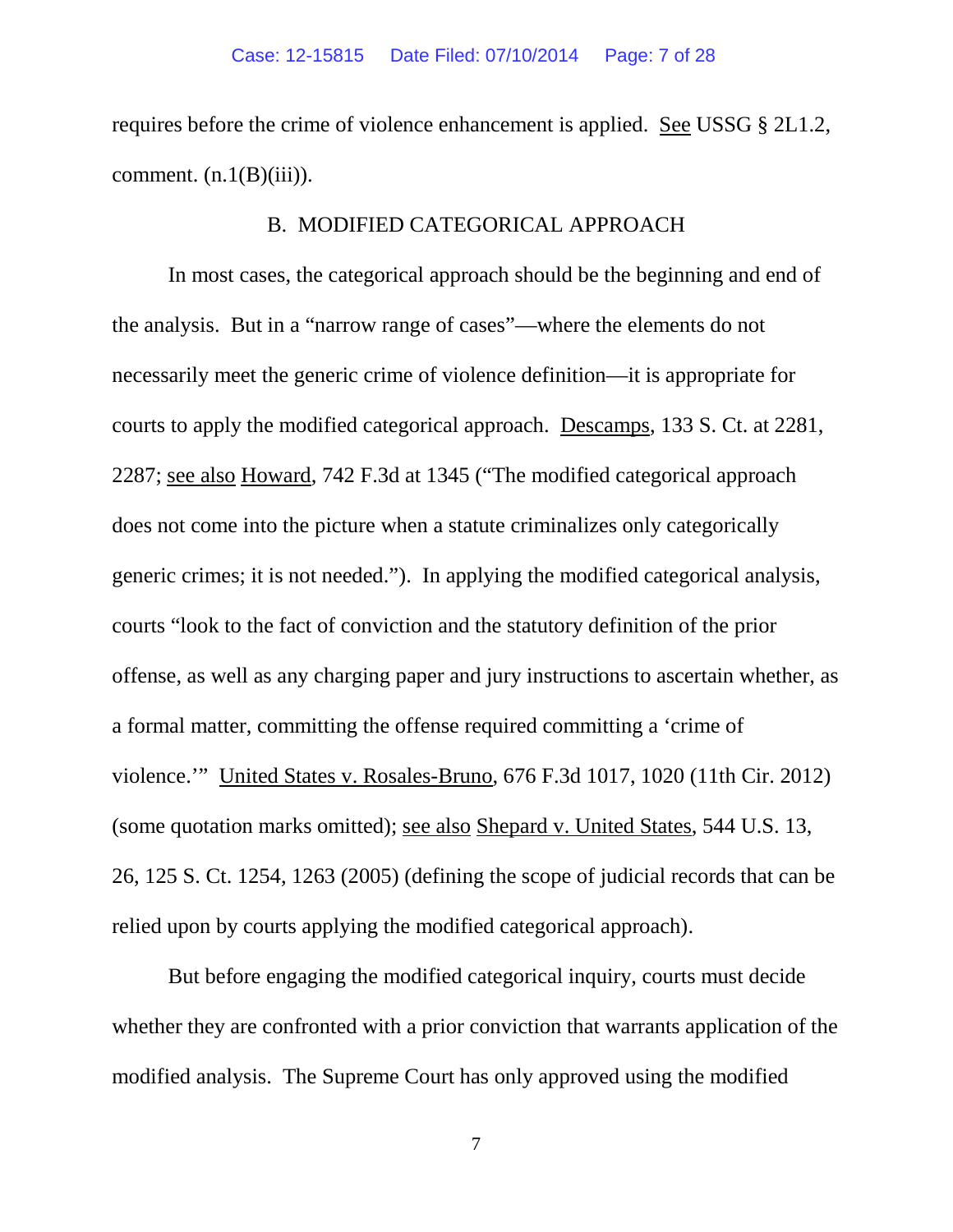requires before the crime of violence enhancement is applied. See USSG § 2L1.2, comment. (n.1(B)(iii)).

## B. MODIFIED CATEGORICAL APPROACH

In most cases, the categorical approach should be the beginning and end of the analysis. But in a "narrow range of cases"—where the elements do not necessarily meet the generic crime of violence definition—it is appropriate for courts to apply the modified categorical approach. Descamps, 133 S. Ct. at 2281, 2287; see also Howard, 742 F.3d at 1345 ("The modified categorical approach does not come into the picture when a statute criminalizes only categorically generic crimes; it is not needed."). In applying the modified categorical analysis, courts "look to the fact of conviction and the statutory definition of the prior offense, as well as any charging paper and jury instructions to ascertain whether, as a formal matter, committing the offense required committing a 'crime of violence.'" United States v. Rosales-Bruno, 676 F.3d 1017, 1020 (11th Cir. 2012) (some quotation marks omitted); see also Shepard v. United States, 544 U.S. 13, 26, 125 S. Ct. 1254, 1263 (2005) (defining the scope of judicial records that can be relied upon by courts applying the modified categorical approach).

But before engaging the modified categorical inquiry, courts must decide whether they are confronted with a prior conviction that warrants application of the modified analysis. The Supreme Court has only approved using the modified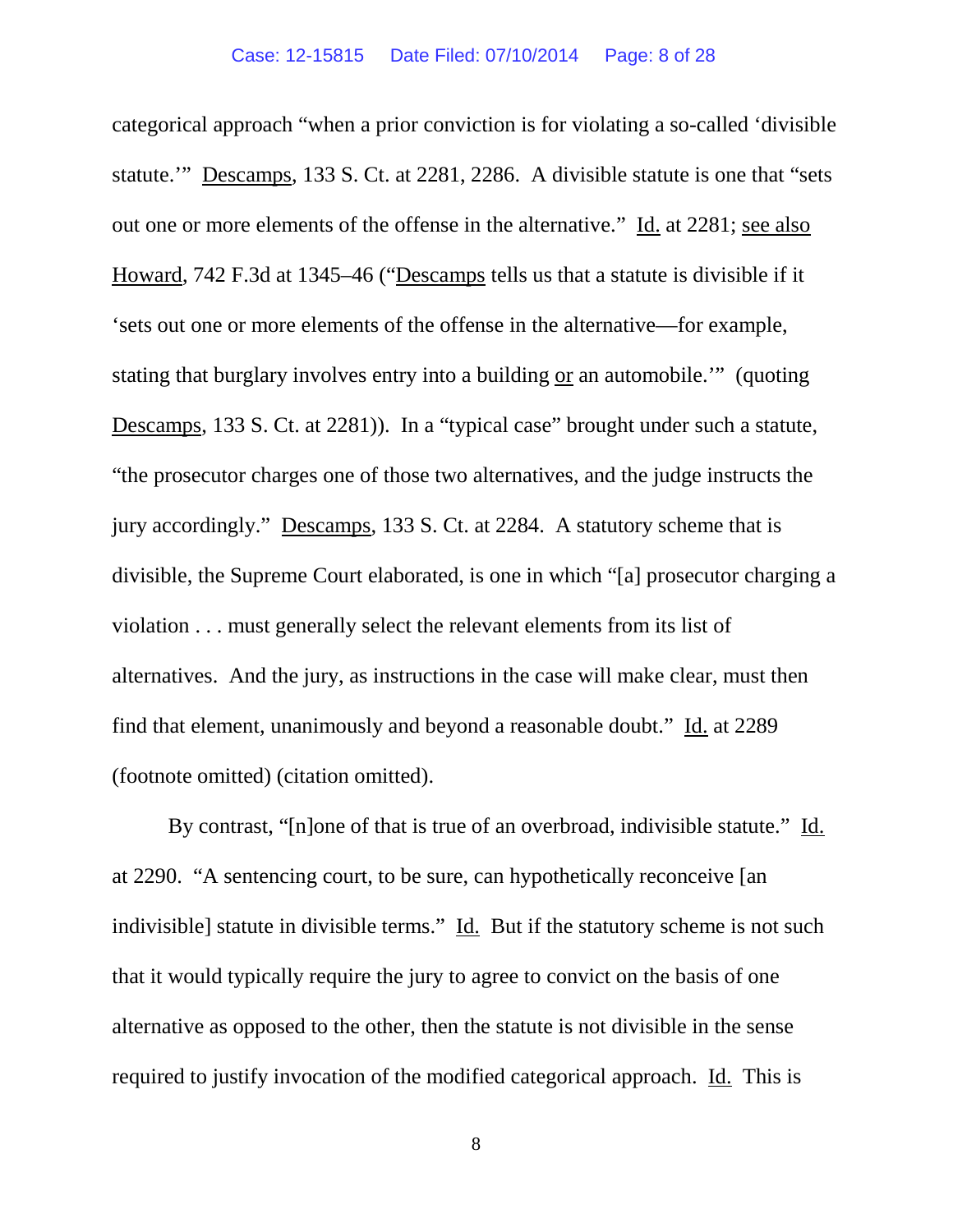categorical approach "when a prior conviction is for violating a so-called 'divisible statute.'" Descamps, 133 S. Ct. at 2281, 2286. A divisible statute is one that "sets out one or more elements of the offense in the alternative." Id. at 2281; see also Howard, 742 F.3d at 1345–46 ("Descamps tells us that a statute is divisible if it 'sets out one or more elements of the offense in the alternative—for example, stating that burglary involves entry into a building or an automobile.'" (quoting Descamps, 133 S. Ct. at 2281)). In a "typical case" brought under such a statute, "the prosecutor charges one of those two alternatives, and the judge instructs the jury accordingly." Descamps, 133 S. Ct. at 2284. A statutory scheme that is divisible, the Supreme Court elaborated, is one in which "[a] prosecutor charging a violation . . . must generally select the relevant elements from its list of alternatives. And the jury, as instructions in the case will make clear, must then find that element, unanimously and beyond a reasonable doubt." Id. at 2289 (footnote omitted) (citation omitted).

By contrast, "[n]one of that is true of an overbroad, indivisible statute." Id. at 2290. "A sentencing court, to be sure, can hypothetically reconceive [an indivisible] statute in divisible terms." Id. But if the statutory scheme is not such that it would typically require the jury to agree to convict on the basis of one alternative as opposed to the other, then the statute is not divisible in the sense required to justify invocation of the modified categorical approach. Id. This is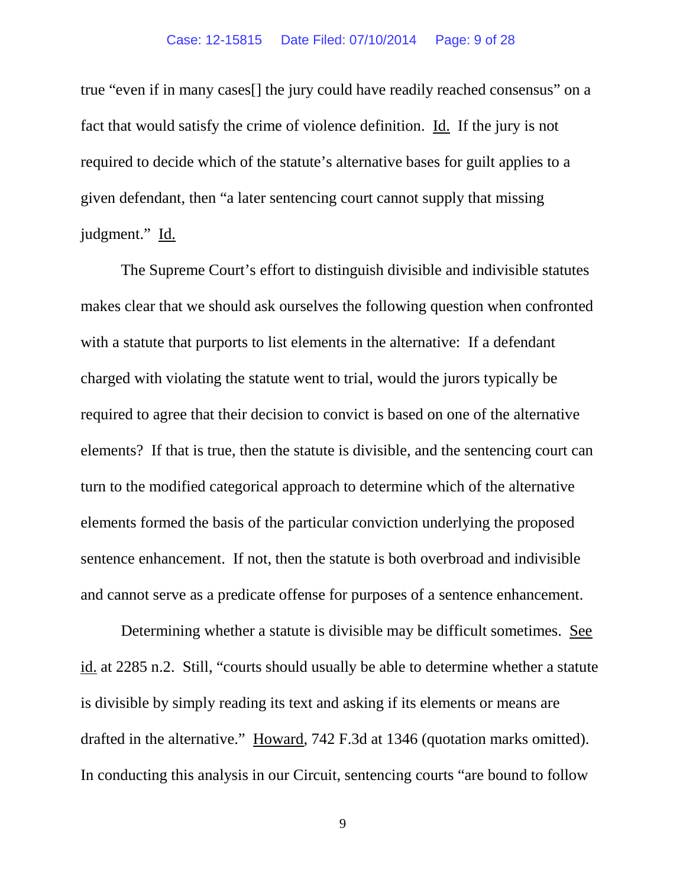true "even if in many cases[] the jury could have readily reached consensus" on a fact that would satisfy the crime of violence definition. Id. If the jury is not required to decide which of the statute's alternative bases for guilt applies to a given defendant, then "a later sentencing court cannot supply that missing judgment." Id.

The Supreme Court's effort to distinguish divisible and indivisible statutes makes clear that we should ask ourselves the following question when confronted with a statute that purports to list elements in the alternative: If a defendant charged with violating the statute went to trial, would the jurors typically be required to agree that their decision to convict is based on one of the alternative elements? If that is true, then the statute is divisible, and the sentencing court can turn to the modified categorical approach to determine which of the alternative elements formed the basis of the particular conviction underlying the proposed sentence enhancement. If not, then the statute is both overbroad and indivisible and cannot serve as a predicate offense for purposes of a sentence enhancement.

Determining whether a statute is divisible may be difficult sometimes. See id. at 2285 n.2. Still, "courts should usually be able to determine whether a statute is divisible by simply reading its text and asking if its elements or means are drafted in the alternative." Howard, 742 F.3d at 1346 (quotation marks omitted). In conducting this analysis in our Circuit, sentencing courts "are bound to follow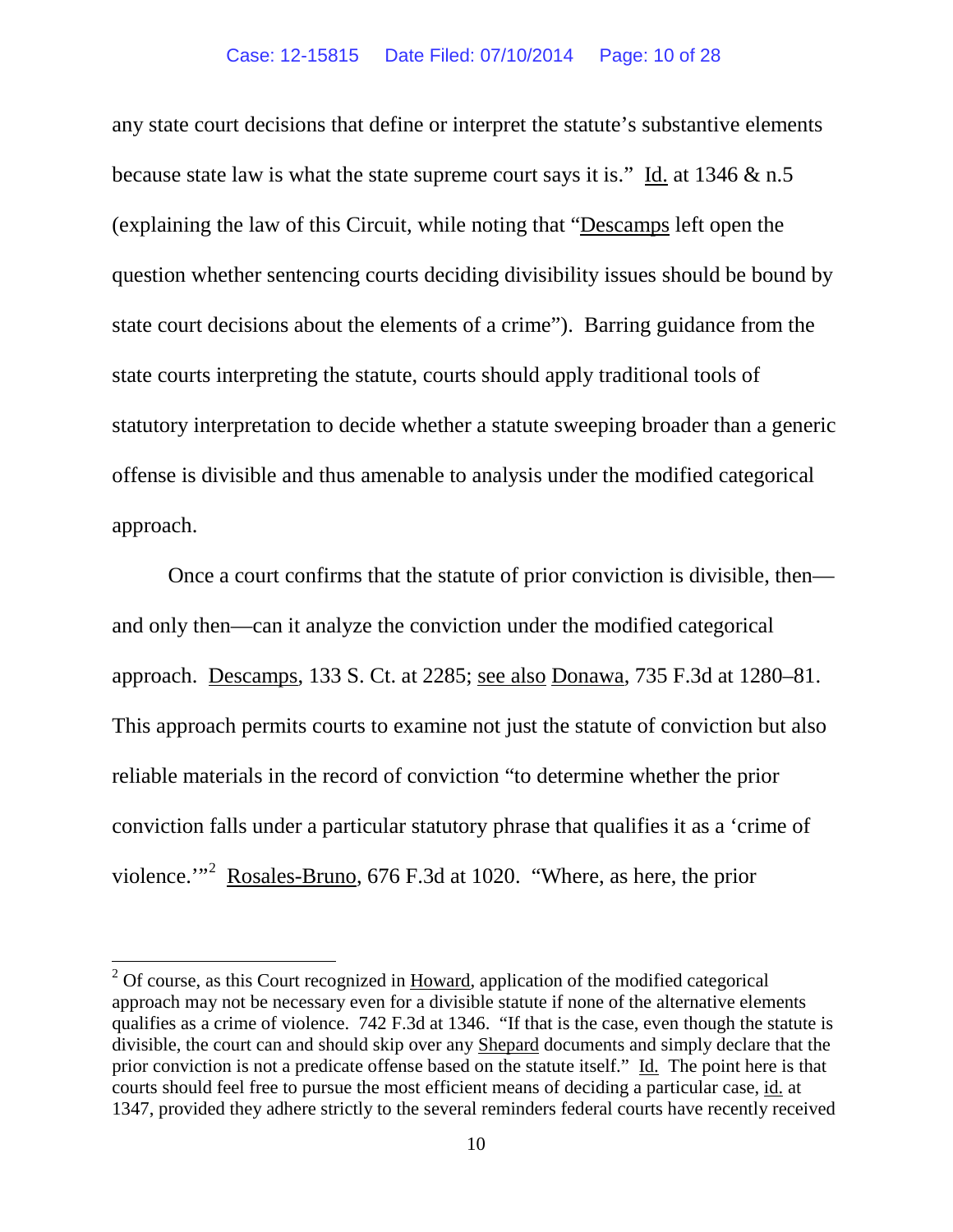any state court decisions that define or interpret the statute's substantive elements because state law is what the state supreme court says it is." Id. at 1346 & n.5 (explaining the law of this Circuit, while noting that "Descamps left open the question whether sentencing courts deciding divisibility issues should be bound by state court decisions about the elements of a crime"). Barring guidance from the state courts interpreting the statute, courts should apply traditional tools of statutory interpretation to decide whether a statute sweeping broader than a generic offense is divisible and thus amenable to analysis under the modified categorical approach.

Once a court confirms that the statute of prior conviction is divisible, then—and only then—can it analyze the conviction under the modified categorical approach. Descamps, 133 S. Ct. at 2285; see also Donawa, 735 F.3d at 1280–81. This approach permits courts to examine not just the statute of conviction but also reliable materials in the record of conviction "to determine whether the prior conviction falls under a particular statutory phrase that qualifies it as a 'crime of violence.'"[2] Rosales-Bruno, 676 F.3d at 1020. "Where, as here, the prior

---

[2] Of course, as this Court recognized in Howard, application of the modified categorical approach may not be necessary even for a divisible statute if none of the alternative elements qualifies as a crime of violence. 742 F.3d at 1346. "If that is the case, even though the statute is divisible, the court can and should skip over any Shepard documents and simply declare that the prior conviction is not a predicate offense based on the statute itself." Id. The point here is that courts should feel free to pursue the most efficient means of deciding a particular case, id. at 1347, provided they adhere strictly to the several reminders federal courts have recently received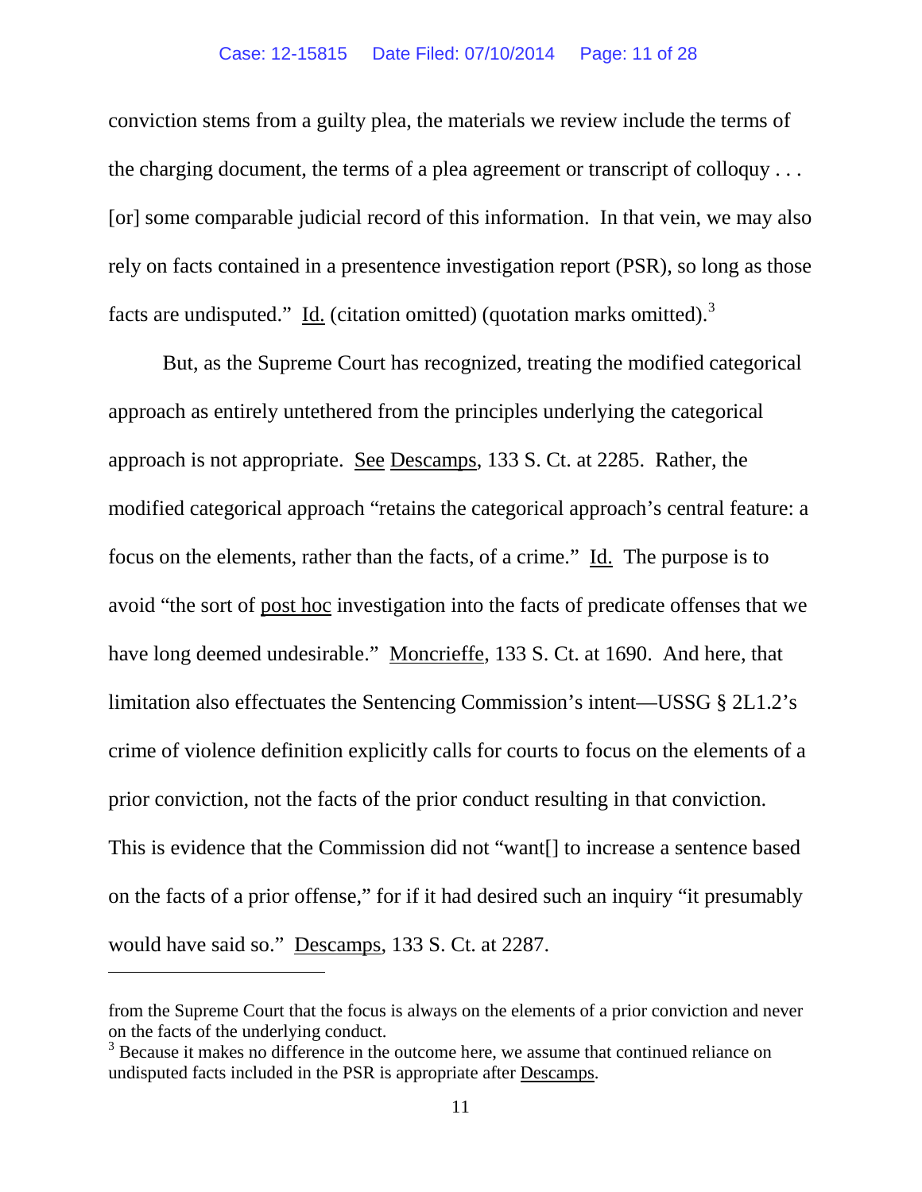conviction stems from a guilty plea, the materials we review include the terms of the charging document, the terms of a plea agreement or transcript of colloquy . . . [or] some comparable judicial record of this information. In that vein, we may also rely on facts contained in a presentence investigation report (PSR), so long as those facts are undisputed." Id. (citation omitted) (quotation marks omitted).[3]

But, as the Supreme Court has recognized, treating the modified categorical approach as entirely untethered from the principles underlying the categorical approach is not appropriate. See Descamps, 133 S. Ct. at 2285. Rather, the modified categorical approach "retains the categorical approach's central feature: a focus on the elements, rather than the facts, of a crime." Id. The purpose is to avoid "the sort of *post hoc* investigation into the facts of predicate offenses that we have long deemed undesirable." Moncrieffe, 133 S. Ct. at 1690. And here, that limitation also effectuates the Sentencing Commission's intent—USSG § 2L1.2's crime of violence definition explicitly calls for courts to focus on the elements of a prior conviction, not the facts of the prior conduct resulting in that conviction. This is evidence that the Commission did not "want[] to increase a sentence based on the facts of a prior offense," for if it had desired such an inquiry "it presumably would have said so." Descamps, 133 S. Ct. at 2287.

---

from the Supreme Court that the focus is always on the elements of a prior conviction and never on the facts of the underlying conduct.

[3] Because it makes no difference in the outcome here, we assume that continued reliance on undisputed facts included in the PSR is appropriate after Descamps.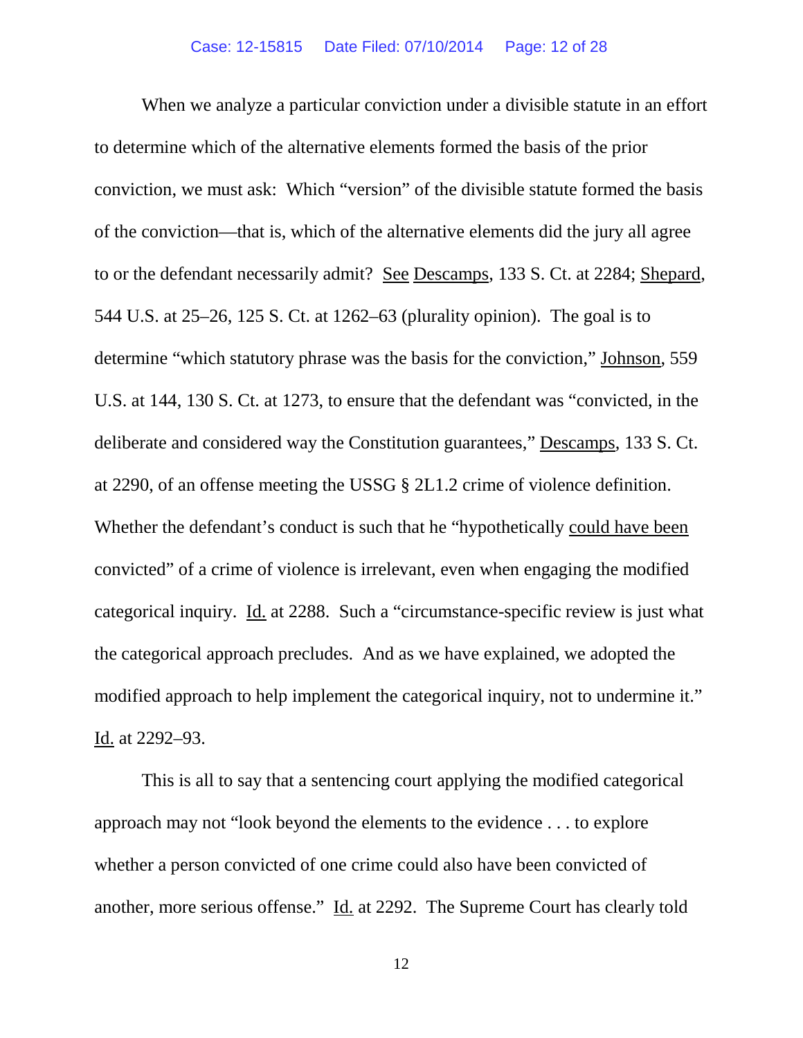When we analyze a particular conviction under a divisible statute in an effort to determine which of the alternative elements formed the basis of the prior conviction, we must ask: Which "version" of the divisible statute formed the basis of the conviction—that is, which of the alternative elements did the jury all agree to or the defendant necessarily admit? See Descamps, 133 S. Ct. at 2284; Shepard, 544 U.S. at 25–26, 125 S. Ct. at 1262–63 (plurality opinion). The goal is to determine "which statutory phrase was the basis for the conviction," Johnson, 559 U.S. at 144, 130 S. Ct. at 1273, to ensure that the defendant was "convicted, in the deliberate and considered way the Constitution guarantees," Descamps, 133 S. Ct. at 2290, of an offense meeting the USSG § 2L1.2 crime of violence definition. Whether the defendant's conduct is such that he "hypothetically could have been convicted" of a crime of violence is irrelevant, even when engaging the modified categorical inquiry. Id. at 2288. Such a "circumstance-specific review is just what the categorical approach precludes. And as we have explained, we adopted the modified approach to help implement the categorical inquiry, not to undermine it." Id. at 2292–93.

This is all to say that a sentencing court applying the modified categorical approach may not "look beyond the elements to the evidence . . . to explore whether a person convicted of one crime could also have been convicted of another, more serious offense." Id. at 2292. The Supreme Court has clearly told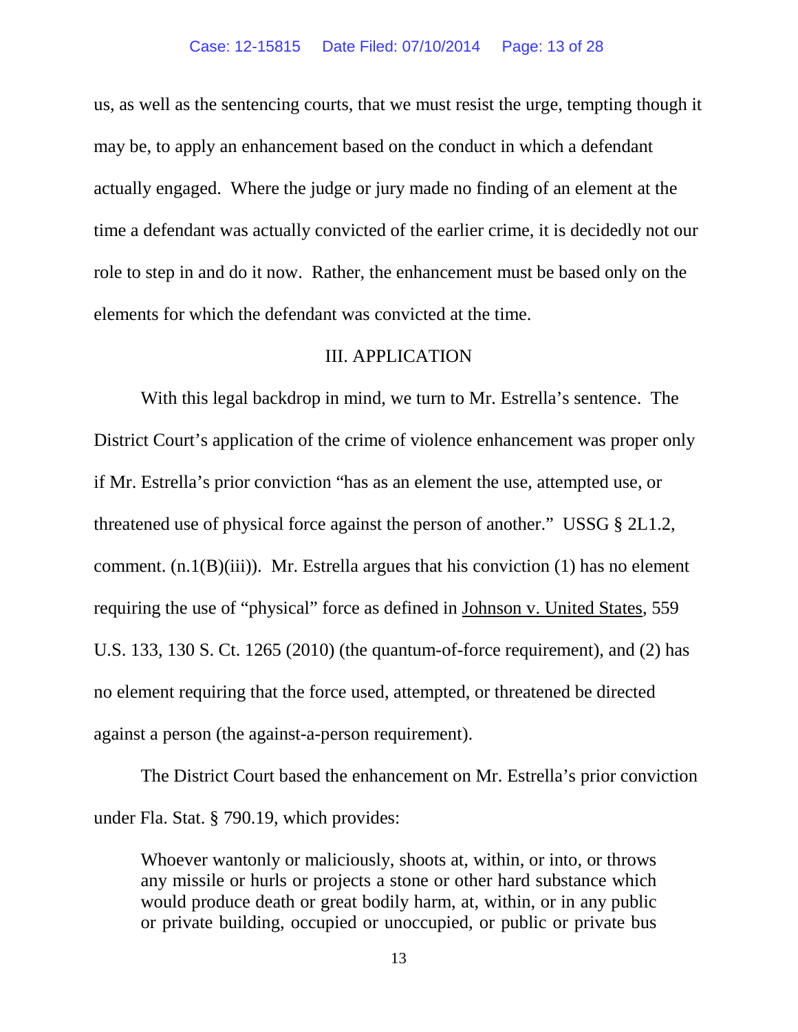us, as well as the sentencing courts, that we must resist the urge, tempting though it may be, to apply an enhancement based on the conduct in which a defendant actually engaged. Where the judge or jury made no finding of an element at the time a defendant was actually convicted of the earlier crime, it is decidedly not our role to step in and do it now. Rather, the enhancement must be based only on the elements for which the defendant was convicted at the time.

## III. APPLICATION

With this legal backdrop in mind, we turn to Mr. Estrella's sentence. The District Court's application of the crime of violence enhancement was proper only if Mr. Estrella's prior conviction "has as an element the use, attempted use, or threatened use of physical force against the person of another." USSG § 2L1.2, comment. (n.1(B)(iii)). Mr. Estrella argues that his conviction (1) has no element requiring the use of "physical" force as defined in Johnson v. United States, 559 U.S. 133, 130 S. Ct. 1265 (2010) (the quantum-of-force requirement), and (2) has no element requiring that the force used, attempted, or threatened be directed against a person (the against-a-person requirement).

The District Court based the enhancement on Mr. Estrella's prior conviction under Fla. Stat. § 790.19, which provides:

> Whoever wantonly or maliciously, shoots at, within, or into, or throws any missile or hurls or projects a stone or other hard substance which would produce death or great bodily harm, at, within, or in any public or private building, occupied or unoccupied, or public or private bus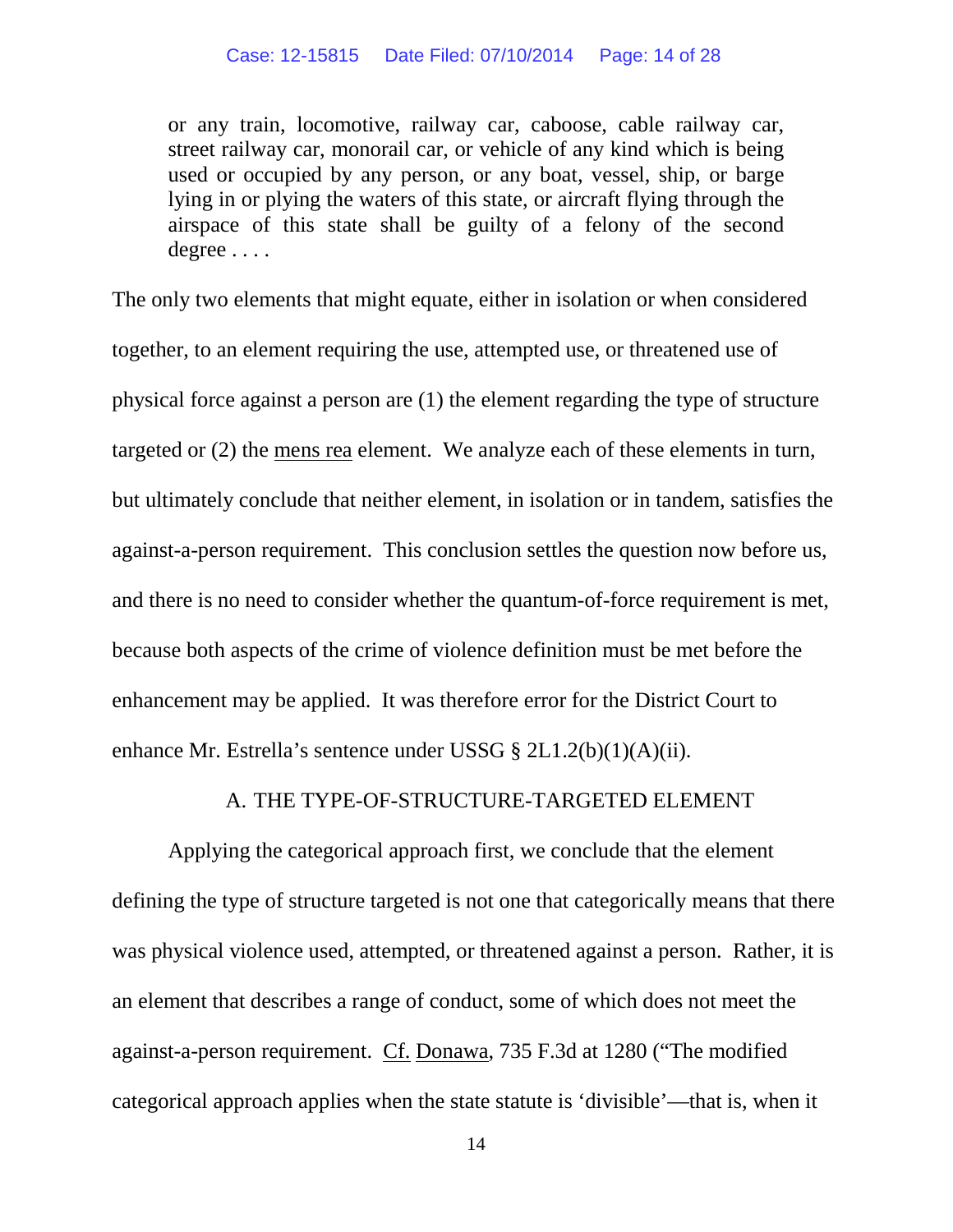> or any train, locomotive, railway car, caboose, cable railway car, street railway car, monorail car, or vehicle of any kind which is being used or occupied by any person, or any boat, vessel, ship, or barge lying in or plying the waters of this state, or aircraft flying through the airspace of this state shall be guilty of a felony of the second degree . . . .

The only two elements that might equate, either in isolation or when considered together, to an element requiring the use, attempted use, or threatened use of physical force against a person are (1) the element regarding the type of structure targeted or (2) the mens rea element. We analyze each of these elements in turn, but ultimately conclude that neither element, in isolation or in tandem, satisfies the against-a-person requirement. This conclusion settles the question now before us, and there is no need to consider whether the quantum-of-force requirement is met, because both aspects of the crime of violence definition must be met before the enhancement may be applied. It was therefore error for the District Court to enhance Mr. Estrella's sentence under USSG § 2L1.2(b)(1)(A)(ii).

A. THE TYPE-OF-STRUCTURE-TARGETED ELEMENT

Applying the categorical approach first, we conclude that the element defining the type of structure targeted is not one that categorically means that there was physical violence used, attempted, or threatened against a person. Rather, it is an element that describes a range of conduct, some of which does not meet the against-a-person requirement. Cf. Donawa, 735 F.3d at 1280 ("The modified categorical approach applies when the state statute is 'divisible'—that is, when it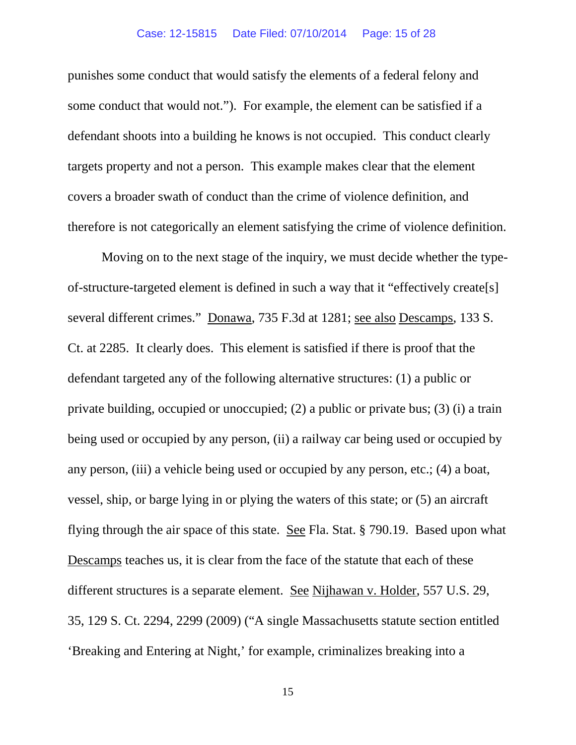punishes some conduct that would satisfy the elements of a federal felony and some conduct that would not."). For example, the element can be satisfied if a defendant shoots into a building he knows is not occupied. This conduct clearly targets property and not a person. This example makes clear that the element covers a broader swath of conduct than the crime of violence definition, and therefore is not categorically an element satisfying the crime of violence definition.

Moving on to the next stage of the inquiry, we must decide whether the type-of-structure-targeted element is defined in such a way that it "effectively create[s] several different crimes." Donawa, 735 F.3d at 1281; see also Descamps, 133 S. Ct. at 2285. It clearly does. This element is satisfied if there is proof that the defendant targeted any of the following alternative structures: (1) a public or private building, occupied or unoccupied; (2) a public or private bus; (3) (i) a train being used or occupied by any person, (ii) a railway car being used or occupied by any person, (iii) a vehicle being used or occupied by any person, etc.; (4) a boat, vessel, ship, or barge lying in or plying the waters of this state; or (5) an aircraft flying through the air space of this state. See Fla. Stat. § 790.19. Based upon what Descamps teaches us, it is clear from the face of the statute that each of these different structures is a separate element. See Nijhawan v. Holder, 557 U.S. 29, 35, 129 S. Ct. 2294, 2299 (2009) ("A single Massachusetts statute section entitled 'Breaking and Entering at Night,' for example, criminalizes breaking into a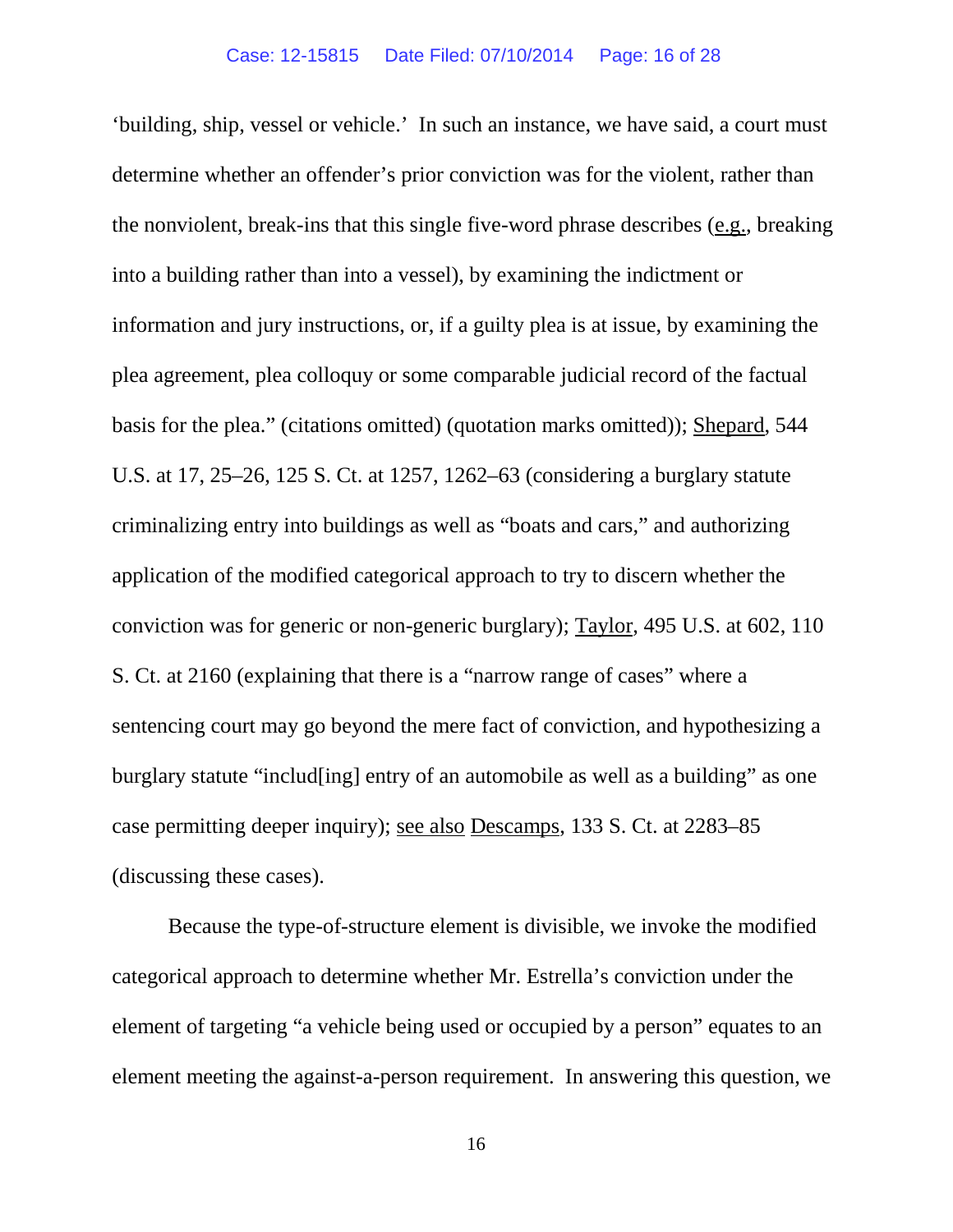'building, ship, vessel or vehicle.' In such an instance, we have said, a court must determine whether an offender's prior conviction was for the violent, rather than the nonviolent, break-ins that this single five-word phrase describes (e.g., breaking into a building rather than into a vessel), by examining the indictment or information and jury instructions, or, if a guilty plea is at issue, by examining the plea agreement, plea colloquy or some comparable judicial record of the factual basis for the plea." (citations omitted) (quotation marks omitted)); Shepard, 544 U.S. at 17, 25–26, 125 S. Ct. at 1257, 1262–63 (considering a burglary statute criminalizing entry into buildings as well as "boats and cars," and authorizing application of the modified categorical approach to try to discern whether the conviction was for generic or non-generic burglary); Taylor, 495 U.S. at 602, 110 S. Ct. at 2160 (explaining that there is a "narrow range of cases" where a sentencing court may go beyond the mere fact of conviction, and hypothesizing a burglary statute "includ[ing] entry of an automobile as well as a building" as one case permitting deeper inquiry); see also Descamps, 133 S. Ct. at 2283–85 (discussing these cases).

Because the type-of-structure element is divisible, we invoke the modified categorical approach to determine whether Mr. Estrella's conviction under the element of targeting "a vehicle being used or occupied by a person" equates to an element meeting the against-a-person requirement. In answering this question, we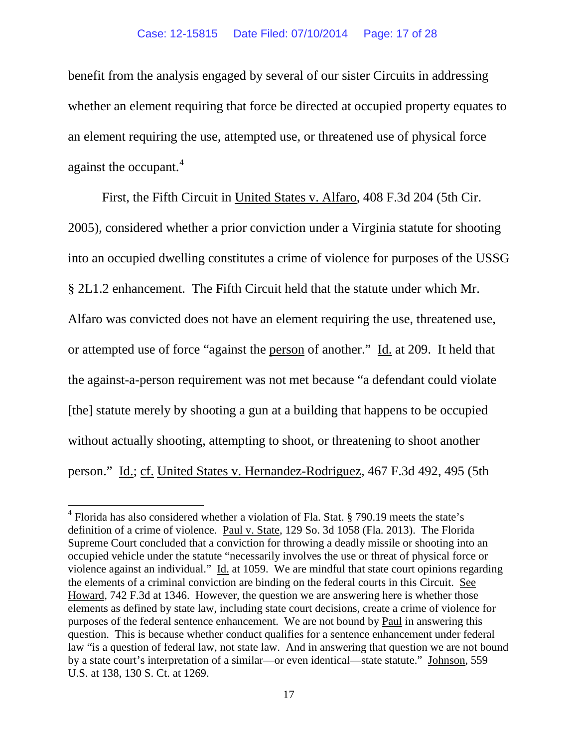benefit from the analysis engaged by several of our sister Circuits in addressing whether an element requiring that force be directed at occupied property equates to an element requiring the use, attempted use, or threatened use of physical force against the occupant.[4]

First, the Fifth Circuit in United States v. Alfaro, 408 F.3d 204 (5th Cir. 2005), considered whether a prior conviction under a Virginia statute for shooting into an occupied dwelling constitutes a crime of violence for purposes of the USSG § 2L1.2 enhancement. The Fifth Circuit held that the statute under which Mr. Alfaro was convicted does not have an element requiring the use, threatened use, or attempted use of force "against the person of another." Id. at 209. It held that the against-a-person requirement was not met because "a defendant could violate [the] statute merely by shooting a gun at a building that happens to be occupied without actually shooting, attempting to shoot, or threatening to shoot another person." Id.; cf. United States v. Hernandez-Rodriguez, 467 F.3d 492, 495 (5th

---

[4] Florida has also considered whether a violation of Fla. Stat. § 790.19 meets the state's definition of a crime of violence. Paul v. State, 129 So. 3d 1058 (Fla. 2013). The Florida Supreme Court concluded that a conviction for throwing a deadly missile or shooting into an occupied vehicle under the statute "necessarily involves the use or threat of physical force or violence against an individual." Id. at 1059. We are mindful that state court opinions regarding the elements of a criminal conviction are binding on the federal courts in this Circuit. See Howard, 742 F.3d at 1346. However, the question we are answering here is whether those elements as defined by state law, including state court decisions, create a crime of violence for purposes of the federal sentence enhancement. We are not bound by Paul in answering this question. This is because whether conduct qualifies for a sentence enhancement under federal law "is a question of federal law, not state law. And in answering that question we are not bound by a state court's interpretation of a similar—or even identical—state statute." Johnson, 559 U.S. at 138, 130 S. Ct. at 1269.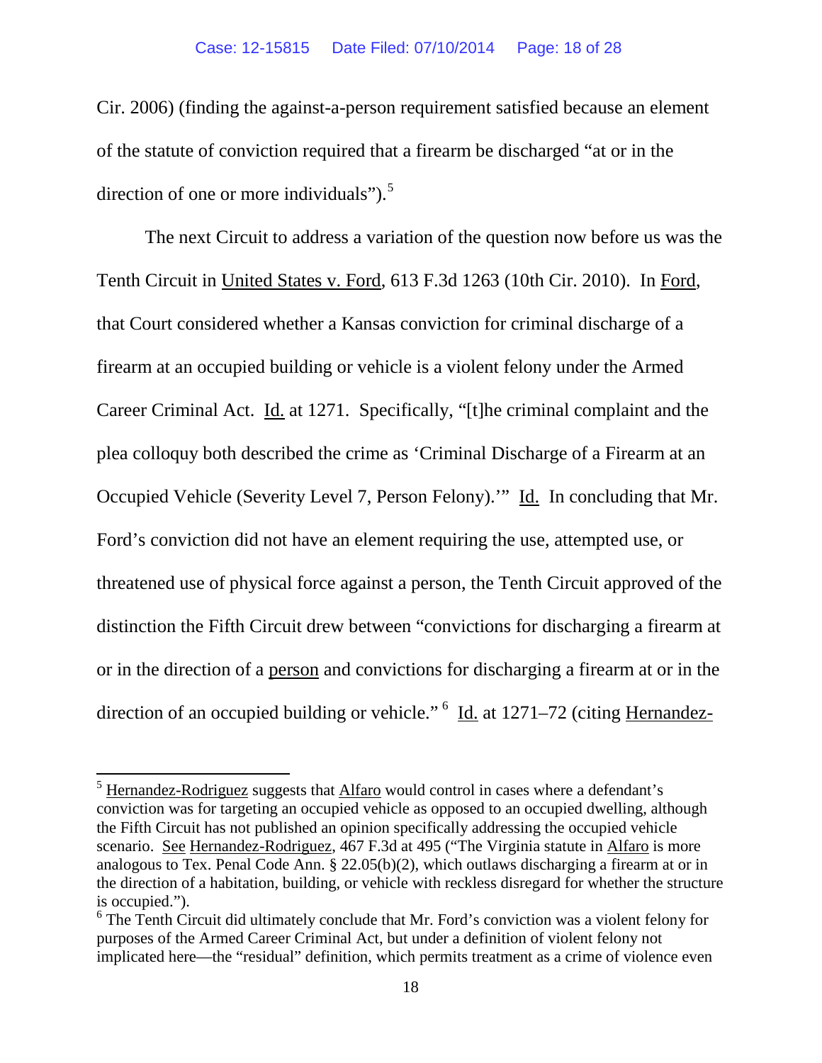Cir. 2006) (finding the against-a-person requirement satisfied because an element of the statute of conviction required that a firearm be discharged "at or in the direction of one or more individuals").[5]

The next Circuit to address a variation of the question now before us was the Tenth Circuit in United States v. Ford, 613 F.3d 1263 (10th Cir. 2010). In Ford, that Court considered whether a Kansas conviction for criminal discharge of a firearm at an occupied building or vehicle is a violent felony under the Armed Career Criminal Act. Id. at 1271. Specifically, "[t]he criminal complaint and the plea colloquy both described the crime as 'Criminal Discharge of a Firearm at an Occupied Vehicle (Severity Level 7, Person Felony).'" Id. In concluding that Mr. Ford's conviction did not have an element requiring the use, attempted use, or threatened use of physical force against a person, the Tenth Circuit approved of the distinction the Fifth Circuit drew between "convictions for discharging a firearm at or in the direction of a person and convictions for discharging a firearm at or in the direction of an occupied building or vehicle."[6] Id. at 1271–72 (citing Hernandez-

---

[5] Hernandez-Rodriguez suggests that Alfaro would control in cases where a defendant's conviction was for targeting an occupied vehicle as opposed to an occupied dwelling, although the Fifth Circuit has not published an opinion specifically addressing the occupied vehicle scenario. See Hernandez-Rodriguez, 467 F.3d at 495 ("The Virginia statute in Alfaro is more analogous to Tex. Penal Code Ann. § 22.05(b)(2), which outlaws discharging a firearm at or in the direction of a habitation, building, or vehicle with reckless disregard for whether the structure is occupied.").

[6] The Tenth Circuit did ultimately conclude that Mr. Ford's conviction was a violent felony for purposes of the Armed Career Criminal Act, but under a definition of violent felony not implicated here—the "residual" definition, which permits treatment as a crime of violence even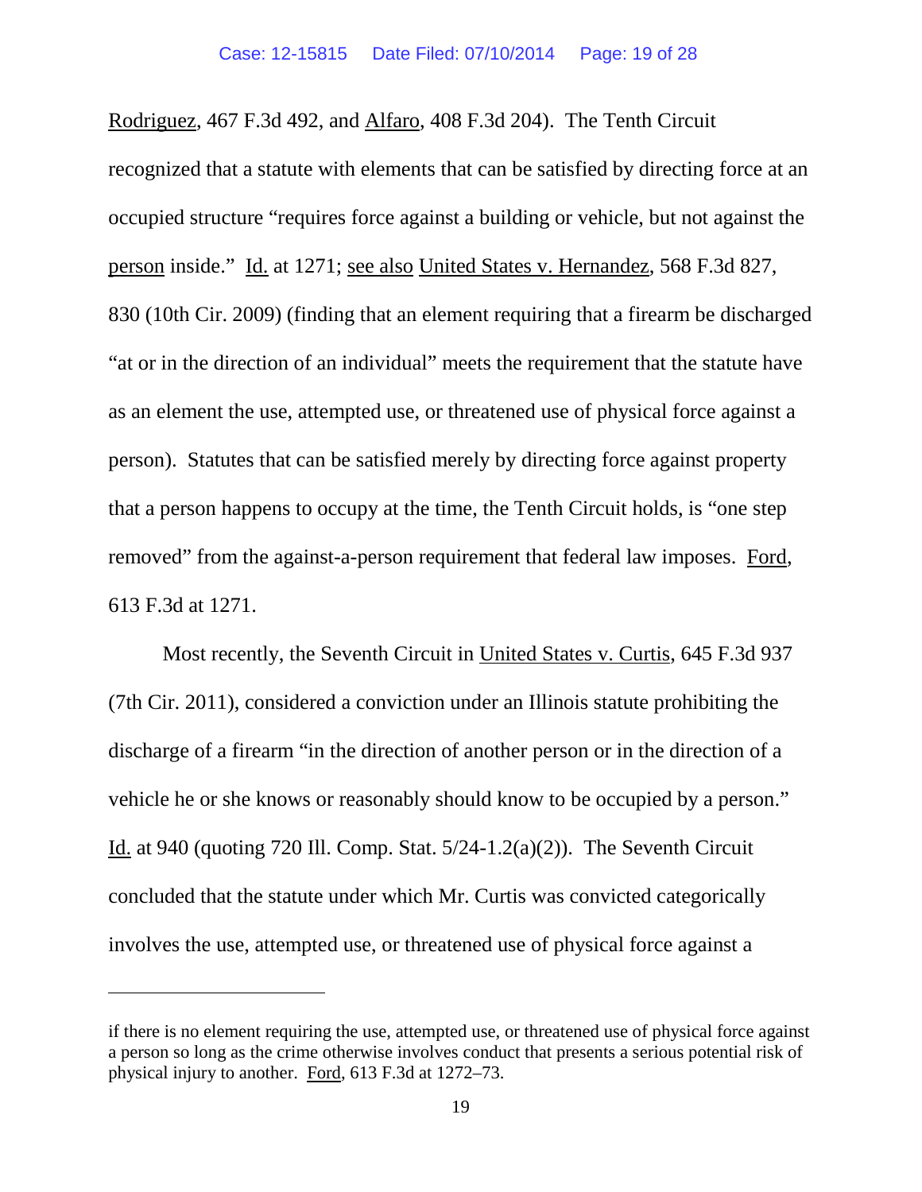Rodriguez, 467 F.3d 492, and Alfaro, 408 F.3d 204). The Tenth Circuit recognized that a statute with elements that can be satisfied by directing force at an occupied structure "requires force against a building or vehicle, but not against the person inside." Id. at 1271; see also United States v. Hernandez, 568 F.3d 827, 830 (10th Cir. 2009) (finding that an element requiring that a firearm be discharged "at or in the direction of an individual" meets the requirement that the statute have as an element the use, attempted use, or threatened use of physical force against a person). Statutes that can be satisfied merely by directing force against property that a person happens to occupy at the time, the Tenth Circuit holds, is "one step removed" from the against-a-person requirement that federal law imposes. Ford, 613 F.3d at 1271.

Most recently, the Seventh Circuit in United States v. Curtis, 645 F.3d 937 (7th Cir. 2011), considered a conviction under an Illinois statute prohibiting the discharge of a firearm "in the direction of another person or in the direction of a vehicle he or she knows or reasonably should know to be occupied by a person." Id. at 940 (quoting 720 Ill. Comp. Stat. 5/24-1.2(a)(2)). The Seventh Circuit concluded that the statute under which Mr. Curtis was convicted categorically involves the use, attempted use, or threatened use of physical force against a

---

if there is no element requiring the use, attempted use, or threatened use of physical force against a person so long as the crime otherwise involves conduct that presents a serious potential risk of physical injury to another. Ford, 613 F.3d at 1272–73.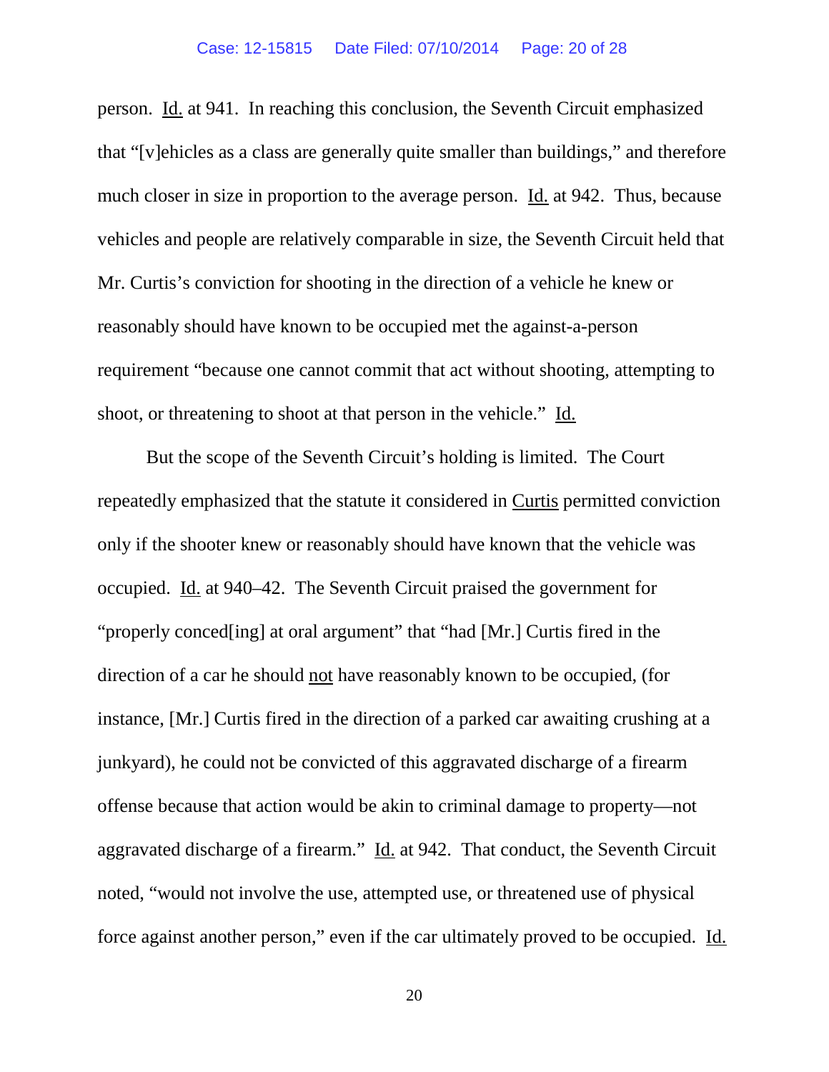person. Id. at 941. In reaching this conclusion, the Seventh Circuit emphasized that "[v]ehicles as a class are generally quite smaller than buildings," and therefore much closer in size in proportion to the average person. Id. at 942. Thus, because vehicles and people are relatively comparable in size, the Seventh Circuit held that Mr. Curtis's conviction for shooting in the direction of a vehicle he knew or reasonably should have known to be occupied met the against-a-person requirement "because one cannot commit that act without shooting, attempting to shoot, or threatening to shoot at that person in the vehicle." Id.

But the scope of the Seventh Circuit's holding is limited. The Court repeatedly emphasized that the statute it considered in Curtis permitted conviction only if the shooter knew or reasonably should have known that the vehicle was occupied. Id. at 940–42. The Seventh Circuit praised the government for "properly conced[ing] at oral argument" that "had [Mr.] Curtis fired in the direction of a car he should not have reasonably known to be occupied, (for instance, [Mr.] Curtis fired in the direction of a parked car awaiting crushing at a junkyard), he could not be convicted of this aggravated discharge of a firearm offense because that action would be akin to criminal damage to property—not aggravated discharge of a firearm." Id. at 942. That conduct, the Seventh Circuit noted, "would not involve the use, attempted use, or threatened use of physical force against another person," even if the car ultimately proved to be occupied. Id.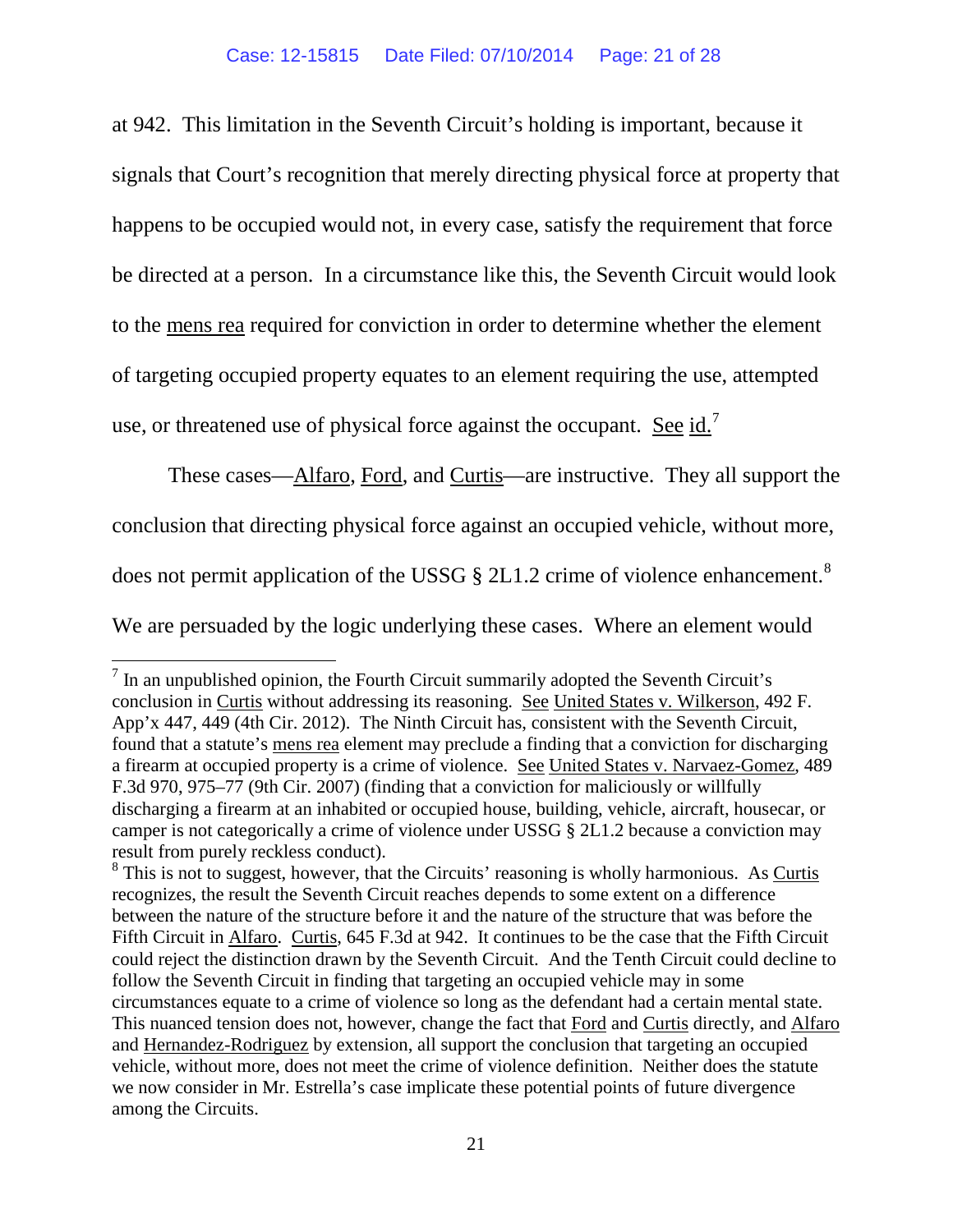at 942. This limitation in the Seventh Circuit's holding is important, because it signals that Court's recognition that merely directing physical force at property that happens to be occupied would not, in every case, satisfy the requirement that force be directed at a person. In a circumstance like this, the Seventh Circuit would look to the mens rea required for conviction in order to determine whether the element of targeting occupied property equates to an element requiring the use, attempted use, or threatened use of physical force against the occupant. See id.[7]

These cases—Alfaro, Ford, and Curtis—are instructive. They all support the conclusion that directing physical force against an occupied vehicle, without more, does not permit application of the USSG § 2L1.2 crime of violence enhancement.[8] We are persuaded by the logic underlying these cases. Where an element would

---

[7] In an unpublished opinion, the Fourth Circuit summarily adopted the Seventh Circuit's conclusion in Curtis without addressing its reasoning. See United States v. Wilkerson, 492 F. App'x 447, 449 (4th Cir. 2012). The Ninth Circuit has, consistent with the Seventh Circuit, found that a statute's mens rea element may preclude a finding that a conviction for discharging a firearm at occupied property is a crime of violence. See United States v. Narvaez-Gomez, 489 F.3d 970, 975–77 (9th Cir. 2007) (finding that a conviction for maliciously or willfully discharging a firearm at an inhabited or occupied house, building, vehicle, aircraft, housecar, or camper is not categorically a crime of violence under USSG § 2L1.2 because a conviction may result from purely reckless conduct).

[8] This is not to suggest, however, that the Circuits' reasoning is wholly harmonious. As Curtis recognizes, the result the Seventh Circuit reaches depends to some extent on a difference between the nature of the structure before it and the nature of the structure that was before the Fifth Circuit in Alfaro. Curtis, 645 F.3d at 942. It continues to be the case that the Fifth Circuit could reject the distinction drawn by the Seventh Circuit. And the Tenth Circuit could decline to follow the Seventh Circuit in finding that targeting an occupied vehicle may in some circumstances equate to a crime of violence so long as the defendant had a certain mental state. This nuanced tension does not, however, change the fact that Ford and Curtis directly, and Alfaro and Hernandez-Rodriguez by extension, all support the conclusion that targeting an occupied vehicle, without more, does not meet the crime of violence definition. Neither does the statute we now consider in Mr. Estrella's case implicate these potential points of future divergence among the Circuits.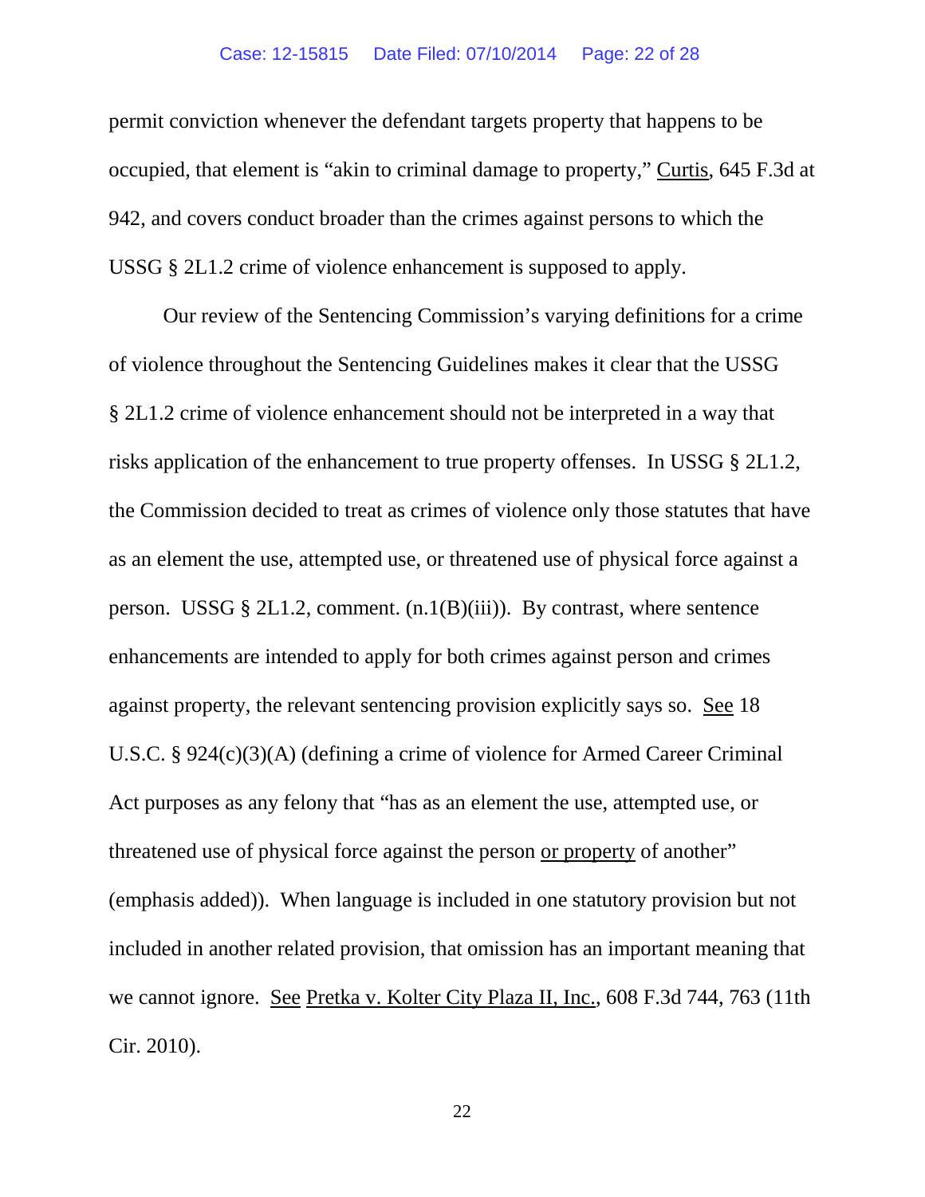permit conviction whenever the defendant targets property that happens to be occupied, that element is "akin to criminal damage to property," Curtis, 645 F.3d at 942, and covers conduct broader than the crimes against persons to which the USSG § 2L1.2 crime of violence enhancement is supposed to apply.

Our review of the Sentencing Commission's varying definitions for a crime of violence throughout the Sentencing Guidelines makes it clear that the USSG § 2L1.2 crime of violence enhancement should not be interpreted in a way that risks application of the enhancement to true property offenses. In USSG § 2L1.2, the Commission decided to treat as crimes of violence only those statutes that have as an element the use, attempted use, or threatened use of physical force against a person. USSG § 2L1.2, comment. (n.1(B)(iii)). By contrast, where sentence enhancements are intended to apply for both crimes against person and crimes against property, the relevant sentencing provision explicitly says so. See 18 U.S.C. § 924(c)(3)(A) (defining a crime of violence for Armed Career Criminal Act purposes as any felony that "has as an element the use, attempted use, or threatened use of physical force against the person or property of another" (emphasis added)). When language is included in one statutory provision but not included in another related provision, that omission has an important meaning that we cannot ignore. See Pretka v. Kolter City Plaza II, Inc., 608 F.3d 744, 763 (11th Cir. 2010).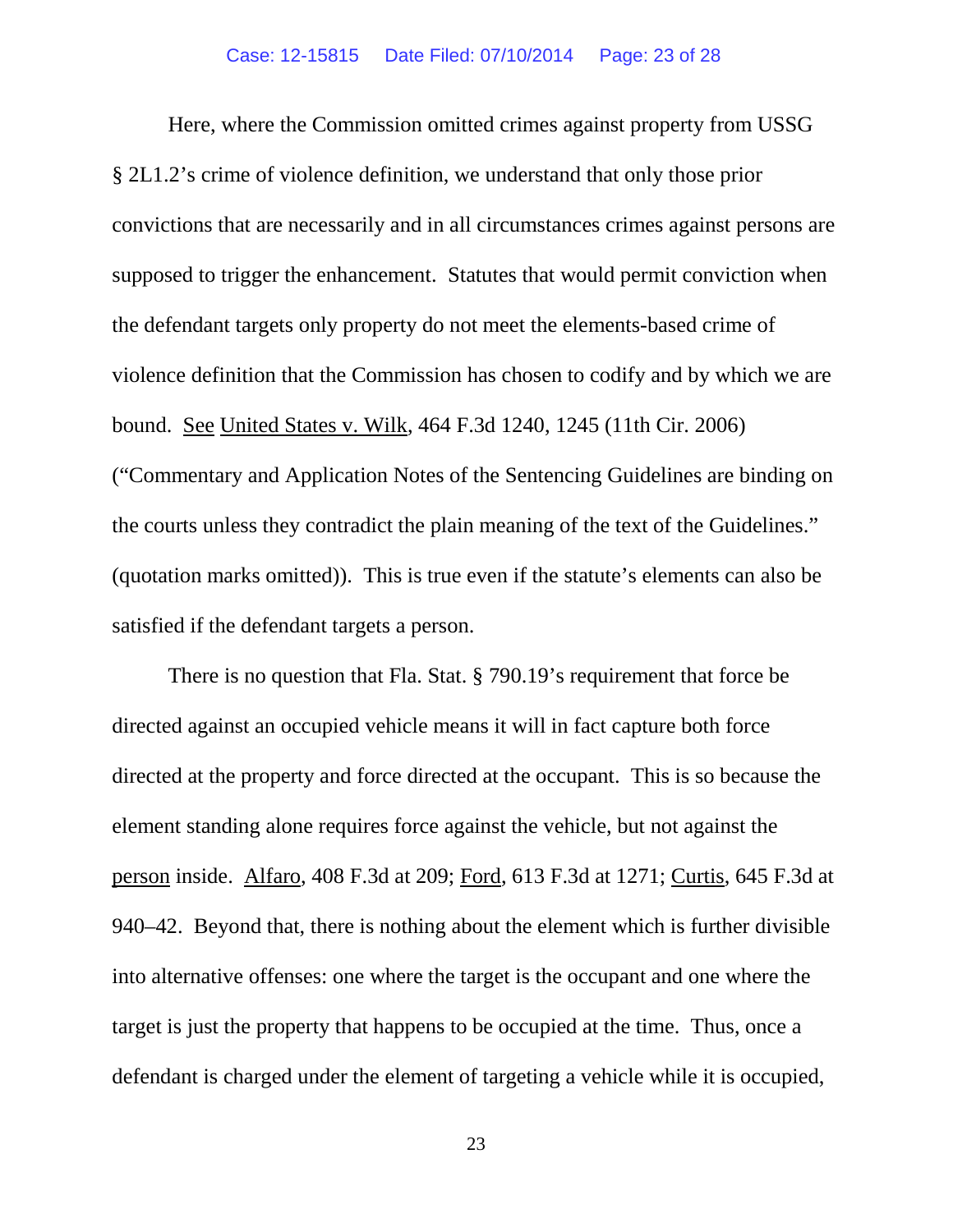Here, where the Commission omitted crimes against property from USSG § 2L1.2's crime of violence definition, we understand that only those prior convictions that are necessarily and in all circumstances crimes against persons are supposed to trigger the enhancement. Statutes that would permit conviction when the defendant targets only property do not meet the elements-based crime of violence definition that the Commission has chosen to codify and by which we are bound. See United States v. Wilk, 464 F.3d 1240, 1245 (11th Cir. 2006) ("Commentary and Application Notes of the Sentencing Guidelines are binding on the courts unless they contradict the plain meaning of the text of the Guidelines." (quotation marks omitted)). This is true even if the statute's elements can also be satisfied if the defendant targets a person.

There is no question that Fla. Stat. § 790.19's requirement that force be directed against an occupied vehicle means it will in fact capture both force directed at the property and force directed at the occupant. This is so because the element standing alone requires force against the vehicle, but not against the person inside. Alfaro, 408 F.3d at 209; Ford, 613 F.3d at 1271; Curtis, 645 F.3d at 940–42. Beyond that, there is nothing about the element which is further divisible into alternative offenses: one where the target is the occupant and one where the target is just the property that happens to be occupied at the time. Thus, once a defendant is charged under the element of targeting a vehicle while it is occupied,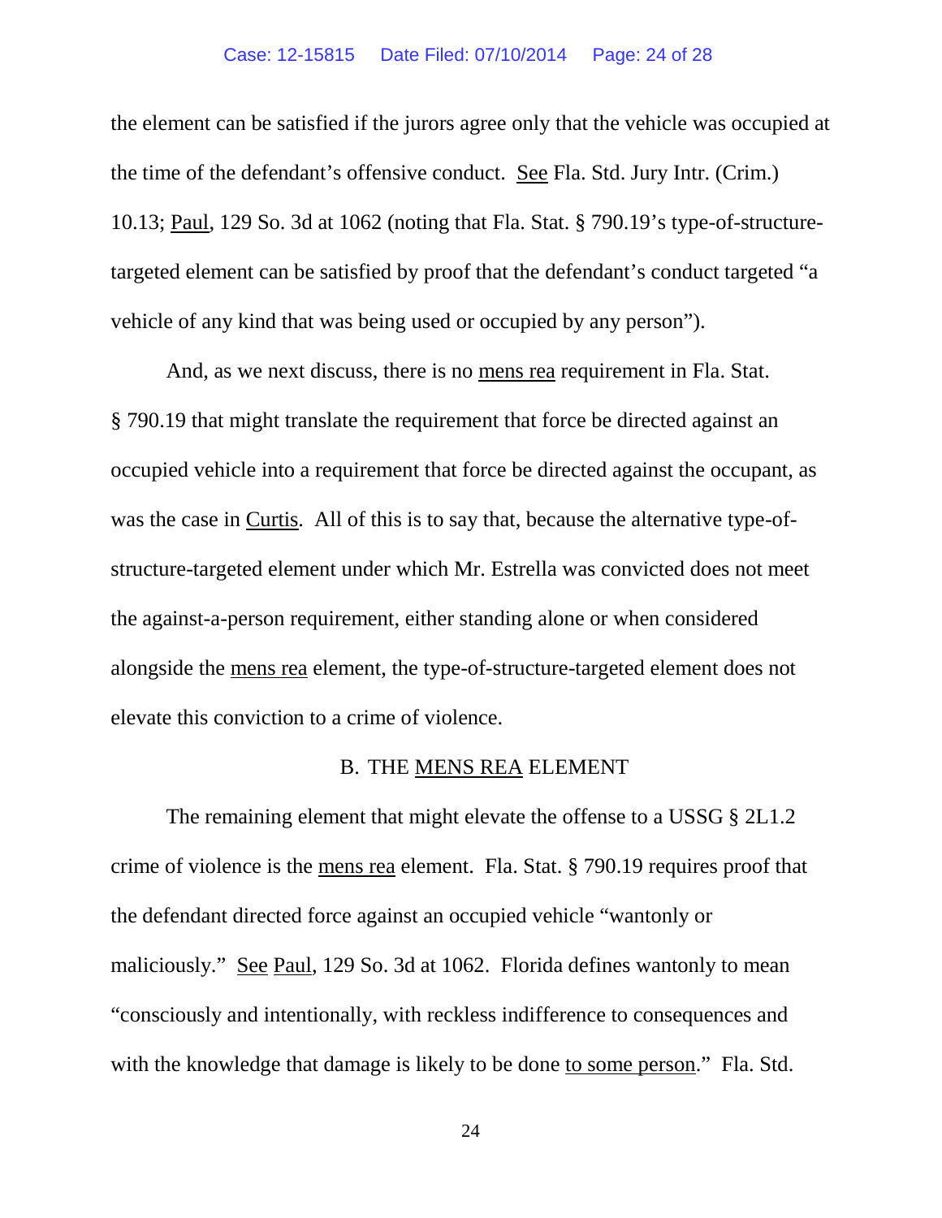the element can be satisfied if the jurors agree only that the vehicle was occupied at the time of the defendant's offensive conduct. See Fla. Std. Jury Intr. (Crim.) 10.13; Paul, 129 So. 3d at 1062 (noting that Fla. Stat. § 790.19's type-of-structure-targeted element can be satisfied by proof that the defendant's conduct targeted "a vehicle of any kind that was being used or occupied by any person").

And, as we next discuss, there is no mens rea requirement in Fla. Stat. § 790.19 that might translate the requirement that force be directed against an occupied vehicle into a requirement that force be directed against the occupant, as was the case in Curtis. All of this is to say that, because the alternative type-of-structure-targeted element under which Mr. Estrella was convicted does not meet the against-a-person requirement, either standing alone or when considered alongside the mens rea element, the type-of-structure-targeted element does not elevate this conviction to a crime of violence.

## B. THE MENS REA ELEMENT

The remaining element that might elevate the offense to a USSG § 2L1.2 crime of violence is the mens rea element. Fla. Stat. § 790.19 requires proof that the defendant directed force against an occupied vehicle "wantonly or maliciously." See Paul, 129 So. 3d at 1062. Florida defines wantonly to mean "consciously and intentionally, with reckless indifference to consequences and with the knowledge that damage is likely to be done to some person." Fla. Std.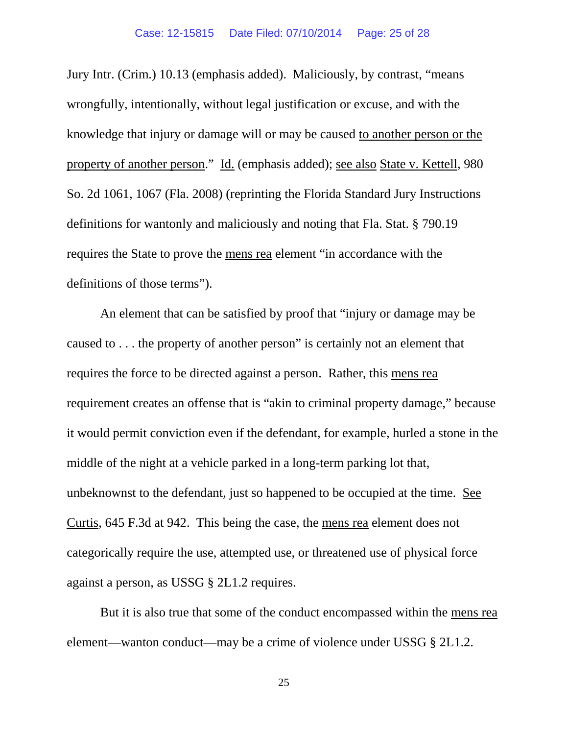Jury Intr. (Crim.) 10.13 (emphasis added). Maliciously, by contrast, "means wrongfully, intentionally, without legal justification or excuse, and with the knowledge that injury or damage will or may be caused to another person or the property of another person." Id. (emphasis added); see also State v. Kettell, 980 So. 2d 1061, 1067 (Fla. 2008) (reprinting the Florida Standard Jury Instructions definitions for wantonly and maliciously and noting that Fla. Stat. § 790.19 requires the State to prove the mens rea element "in accordance with the definitions of those terms").

An element that can be satisfied by proof that "injury or damage may be caused to . . . the property of another person" is certainly not an element that requires the force to be directed against a person. Rather, this mens rea requirement creates an offense that is "akin to criminal property damage," because it would permit conviction even if the defendant, for example, hurled a stone in the middle of the night at a vehicle parked in a long-term parking lot that, unbeknownst to the defendant, just so happened to be occupied at the time. See Curtis, 645 F.3d at 942. This being the case, the mens rea element does not categorically require the use, attempted use, or threatened use of physical force against a person, as USSG § 2L1.2 requires.

But it is also true that some of the conduct encompassed within the mens rea element—wanton conduct—may be a crime of violence under USSG § 2L1.2.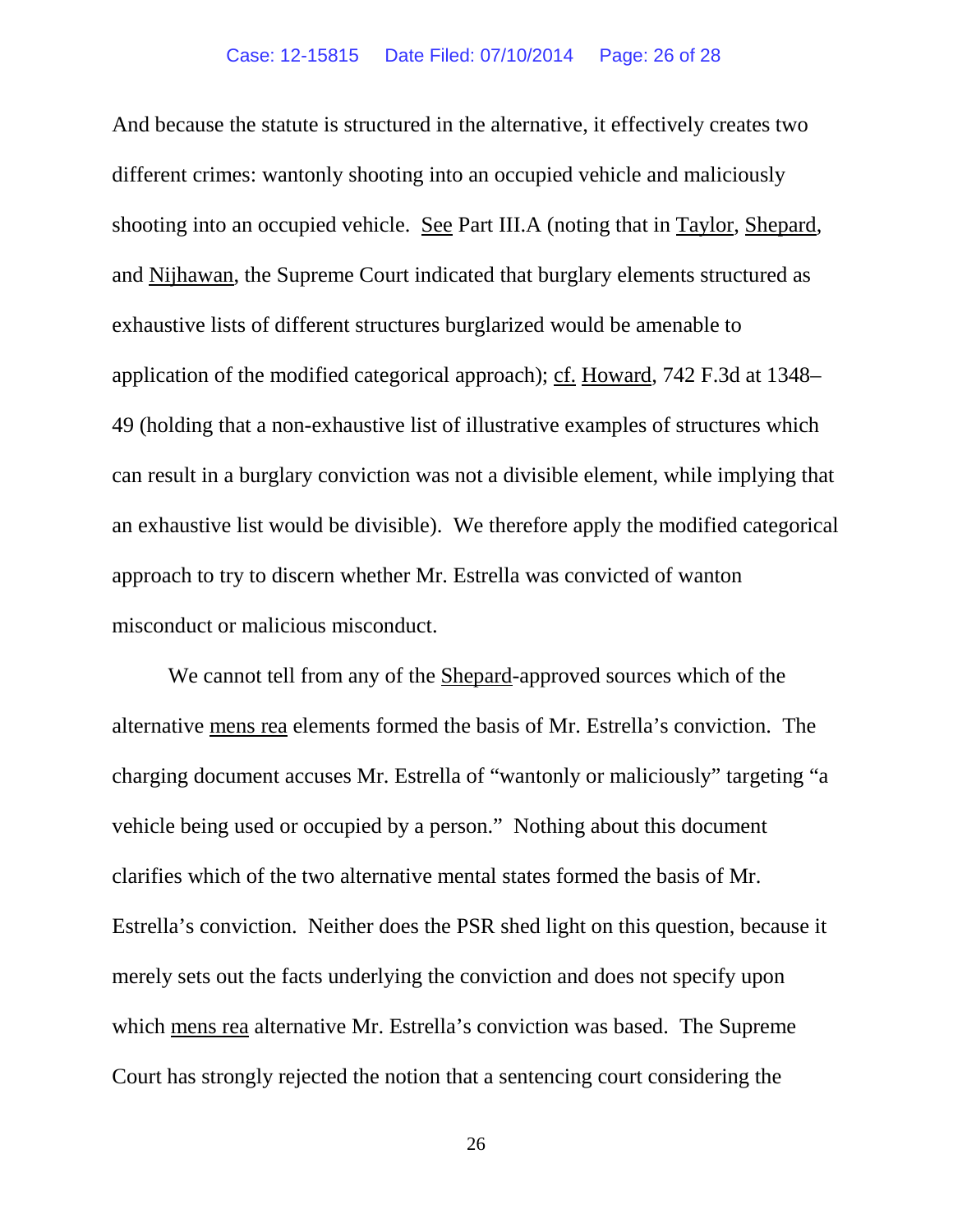And because the statute is structured in the alternative, it effectively creates two different crimes: wantonly shooting into an occupied vehicle and maliciously shooting into an occupied vehicle. See Part III.A (noting that in Taylor, Shepard, and Nijhawan, the Supreme Court indicated that burglary elements structured as exhaustive lists of different structures burglarized would be amenable to application of the modified categorical approach); cf. Howard, 742 F.3d at 1348–49 (holding that a non-exhaustive list of illustrative examples of structures which can result in a burglary conviction was not a divisible element, while implying that an exhaustive list would be divisible). We therefore apply the modified categorical approach to try to discern whether Mr. Estrella was convicted of wanton misconduct or malicious misconduct.

We cannot tell from any of the Shepard-approved sources which of the alternative mens rea elements formed the basis of Mr. Estrella's conviction. The charging document accuses Mr. Estrella of "wantonly or maliciously" targeting "a vehicle being used or occupied by a person." Nothing about this document clarifies which of the two alternative mental states formed the basis of Mr. Estrella's conviction. Neither does the PSR shed light on this question, because it merely sets out the facts underlying the conviction and does not specify upon which mens rea alternative Mr. Estrella's conviction was based. The Supreme Court has strongly rejected the notion that a sentencing court considering the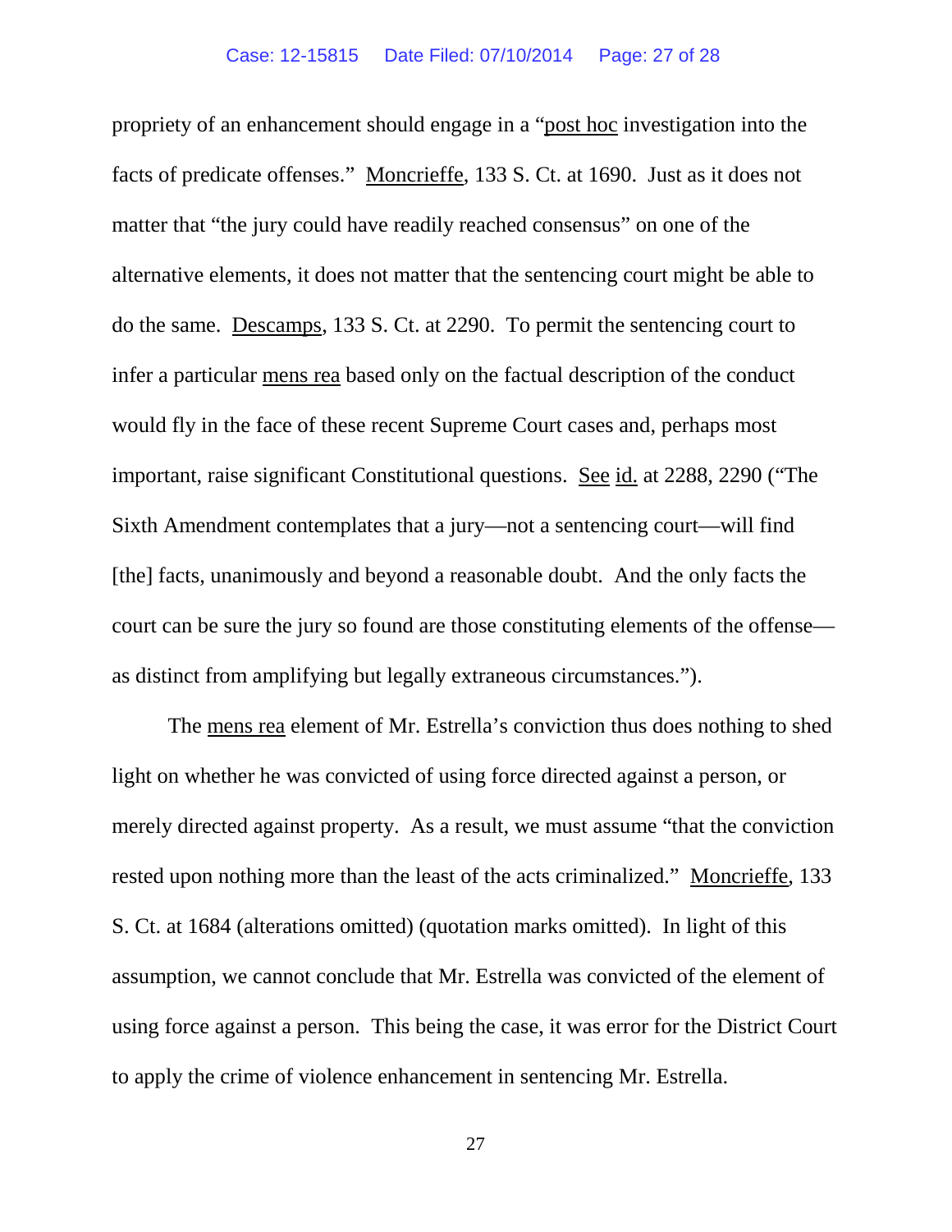propriety of an enhancement should engage in a "post hoc investigation into the facts of predicate offenses." Moncrieffe, 133 S. Ct. at 1690. Just as it does not matter that "the jury could have readily reached consensus" on one of the alternative elements, it does not matter that the sentencing court might be able to do the same. Descamps, 133 S. Ct. at 2290. To permit the sentencing court to infer a particular mens rea based only on the factual description of the conduct would fly in the face of these recent Supreme Court cases and, perhaps most important, raise significant Constitutional questions. See id. at 2288, 2290 ("The Sixth Amendment contemplates that a jury—not a sentencing court—will find [the] facts, unanimously and beyond a reasonable doubt. And the only facts the court can be sure the jury so found are those constituting elements of the offense—as distinct from amplifying but legally extraneous circumstances.").

The mens rea element of Mr. Estrella's conviction thus does nothing to shed light on whether he was convicted of using force directed against a person, or merely directed against property. As a result, we must assume "that the conviction rested upon nothing more than the least of the acts criminalized." Moncrieffe, 133 S. Ct. at 1684 (alterations omitted) (quotation marks omitted). In light of this assumption, we cannot conclude that Mr. Estrella was convicted of the element of using force against a person. This being the case, it was error for the District Court to apply the crime of violence enhancement in sentencing Mr. Estrella.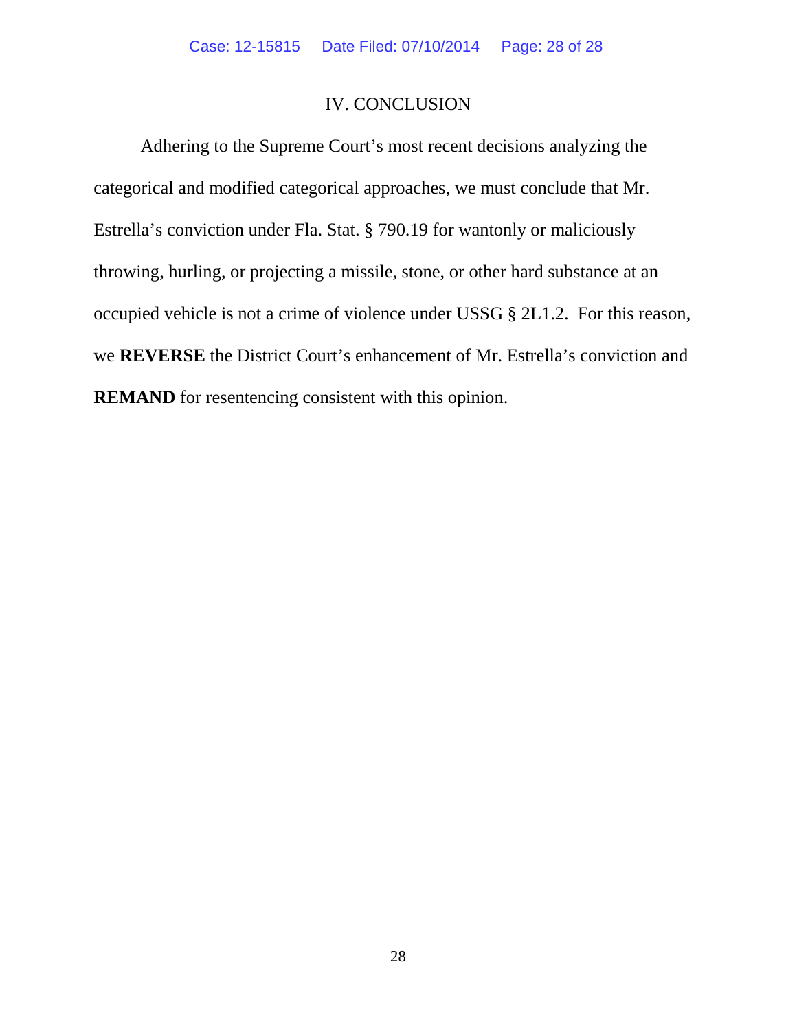## IV. CONCLUSION

Adhering to the Supreme Court's most recent decisions analyzing the categorical and modified categorical approaches, we must conclude that Mr. Estrella's conviction under Fla. Stat. § 790.19 for wantonly or maliciously throwing, hurling, or projecting a missile, stone, or other hard substance at an occupied vehicle is not a crime of violence under USSG § 2L1.2. For this reason, we **REVERSE** the District Court's enhancement of Mr. Estrella's conviction and **REMAND** for resentencing consistent with this opinion.